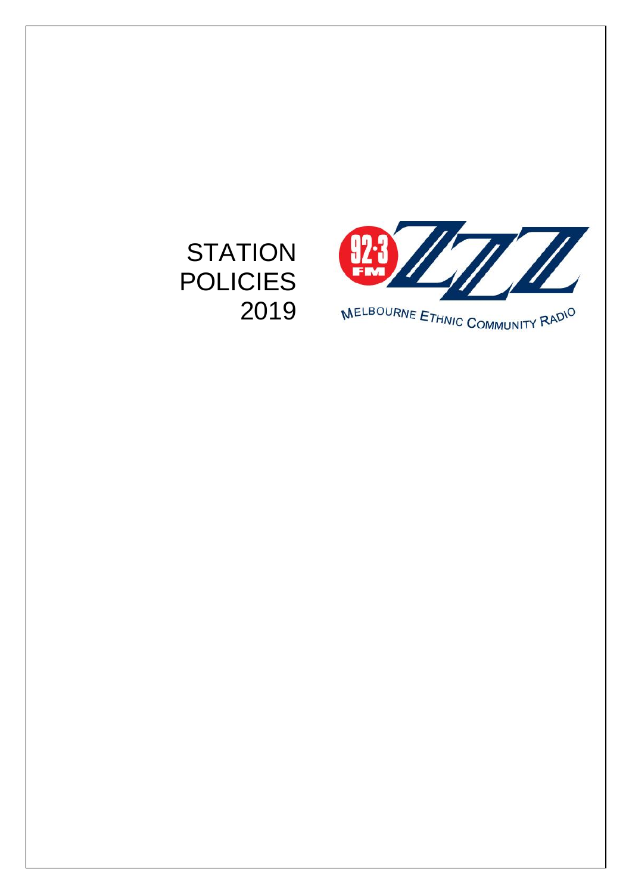# STATION POLICIES 2019

92·3 FM

MELBOURNE ETHNIC COMMUNITY RADIO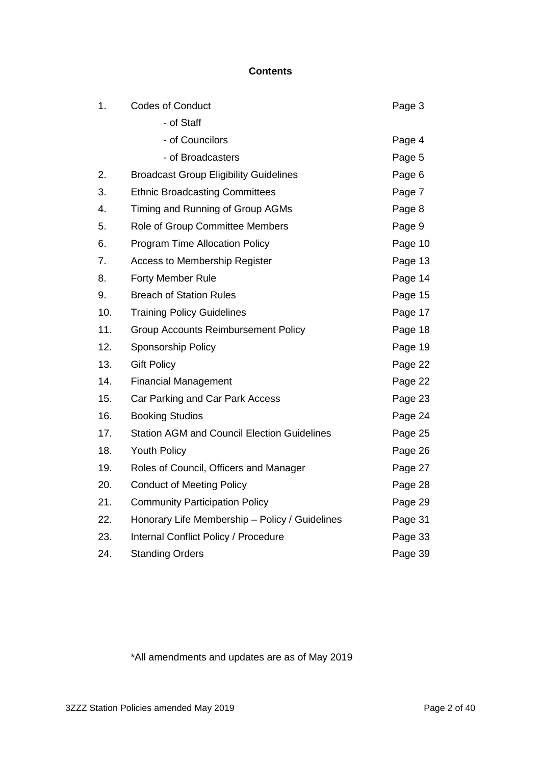**Contents**

| | | |
|---|---|---|
| 1. | Codes of Conduct | Page 3 |
| | - of Staff | |
| | - of Councilors | Page 4 |
| | - of Broadcasters | Page 5 |
| 2. | Broadcast Group Eligibility Guidelines | Page 6 |
| 3. | Ethnic Broadcasting Committees | Page 7 |
| 4. | Timing and Running of Group AGMs | Page 8 |
| 5. | Role of Group Committee Members | Page 9 |
| 6. | Program Time Allocation Policy | Page 10 |
| 7. | Access to Membership Register | Page 13 |
| 8. | Forty Member Rule | Page 14 |
| 9. | Breach of Station Rules | Page 15 |
| 10. | Training Policy Guidelines | Page 17 |
| 11. | Group Accounts Reimbursement Policy | Page 18 |
| 12. | Sponsorship Policy | Page 19 |
| 13. | Gift Policy | Page 22 |
| 14. | Financial Management | Page 22 |
| 15. | Car Parking and Car Park Access | Page 23 |
| 16. | Booking Studios | Page 24 |
| 17. | Station AGM and Council Election Guidelines | Page 25 |
| 18. | Youth Policy | Page 26 |
| 19. | Roles of Council, Officers and Manager | Page 27 |
| 20. | Conduct of Meeting Policy | Page 28 |
| 21. | Community Participation Policy | Page 29 |
| 22. | Honorary Life Membership – Policy / Guidelines | Page 31 |
| 23. | Internal Conflict Policy / Procedure | Page 33 |
| 24. | Standing Orders | Page 39 |

*All amendments and updates are as of May 2019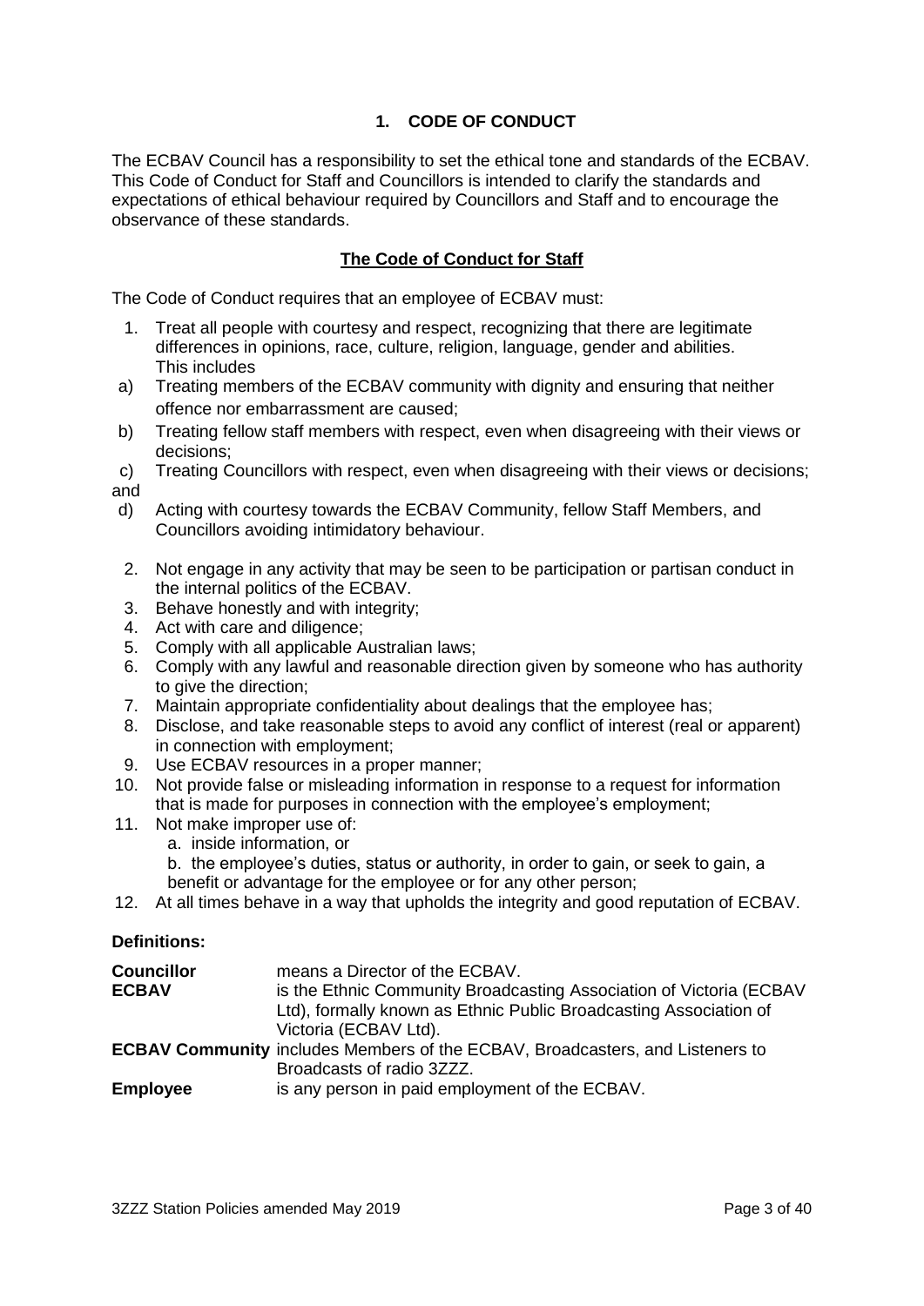## 1. CODE OF CONDUCT

The ECBAV Council has a responsibility to set the ethical tone and standards of the ECBAV. This Code of Conduct for Staff and Councillors is intended to clarify the standards and expectations of ethical behaviour required by Councillors and Staff and to encourage the observance of these standards.

### The Code of Conduct for Staff

The Code of Conduct requires that an employee of ECBAV must:

1. Treat all people with courtesy and respect, recognizing that there are legitimate differences in opinions, race, culture, religion, language, gender and abilities. This includes
   a) Treating members of the ECBAV community with dignity and ensuring that neither offence nor embarrassment are caused;
   b) Treating fellow staff members with respect, even when disagreeing with their views or decisions;
   c) Treating Councillors with respect, even when disagreeing with their views or decisions; and
   d) Acting with courtesy towards the ECBAV Community, fellow Staff Members, and Councillors avoiding intimidatory behaviour.
2. Not engage in any activity that may be seen to be participation or partisan conduct in the internal politics of the ECBAV.
3. Behave honestly and with integrity;
4. Act with care and diligence;
5. Comply with all applicable Australian laws;
6. Comply with any lawful and reasonable direction given by someone who has authority to give the direction;
7. Maintain appropriate confidentiality about dealings that the employee has;
8. Disclose, and take reasonable steps to avoid any conflict of interest (real or apparent) in connection with employment;
9. Use ECBAV resources in a proper manner;
10. Not provide false or misleading information in response to a request for information that is made for purposes in connection with the employee's employment;
11. Not make improper use of:
    a. inside information, or
    b. the employee's duties, status or authority, in order to gain, or seek to gain, a benefit or advantage for the employee or for any other person;
12. At all times behave in a way that upholds the integrity and good reputation of ECBAV.

**Definitions:**

| | |
|---|---|
| **Councillor** | means a Director of the ECBAV. |
| **ECBAV** | is the Ethnic Community Broadcasting Association of Victoria (ECBAV Ltd), formally known as Ethnic Public Broadcasting Association of Victoria (ECBAV Ltd). |
| **ECBAV Community** | includes Members of the ECBAV, Broadcasters, and Listeners to Broadcasts of radio 3ZZZ. |
| **Employee** | is any person in paid employment of the ECBAV. |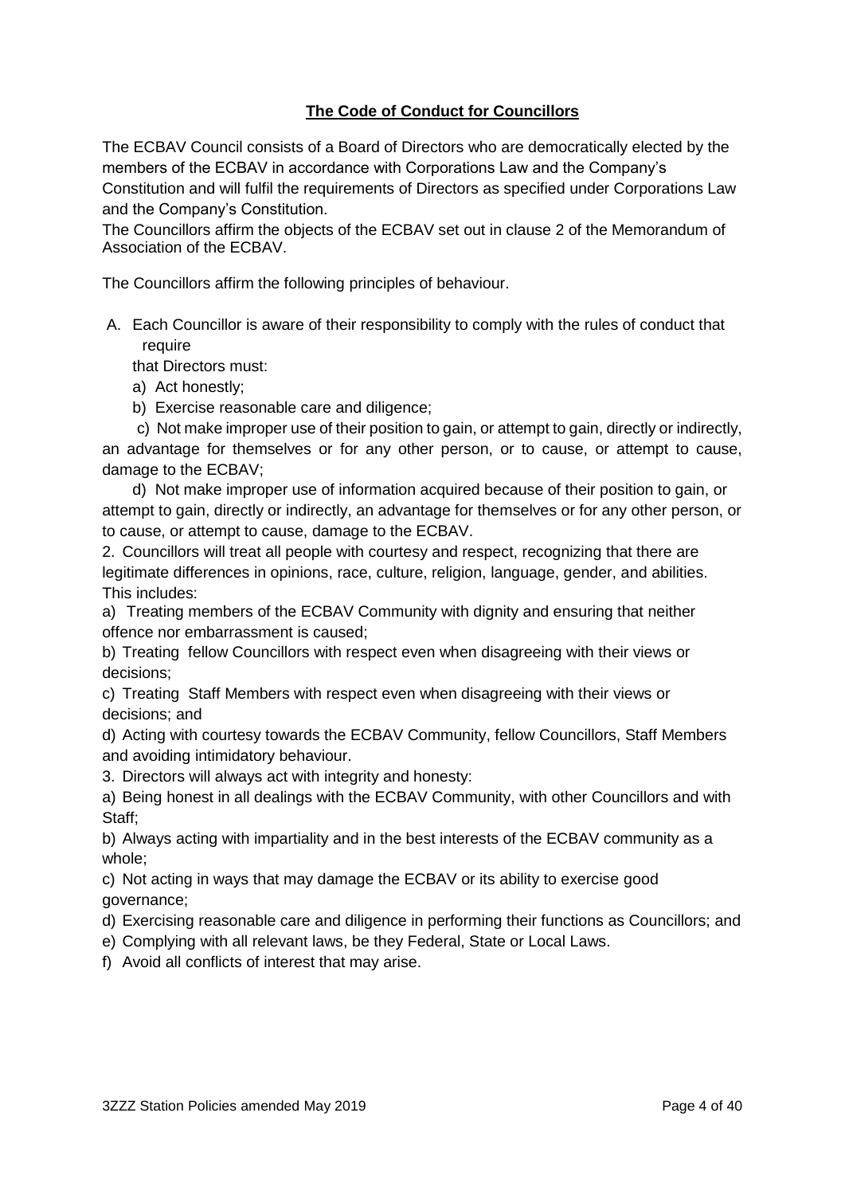## The Code of Conduct for Councillors

The ECBAV Council consists of a Board of Directors who are democratically elected by the members of the ECBAV in accordance with Corporations Law and the Company's Constitution and will fulfil the requirements of Directors as specified under Corporations Law and the Company's Constitution.

The Councillors affirm the objects of the ECBAV set out in clause 2 of the Memorandum of Association of the ECBAV.

The Councillors affirm the following principles of behaviour.

A. Each Councillor is aware of their responsibility to comply with the rules of conduct that require that Directors must:

a) Act honestly;

b) Exercise reasonable care and diligence;

c) Not make improper use of their position to gain, or attempt to gain, directly or indirectly, an advantage for themselves or for any other person, or to cause, or attempt to cause, damage to the ECBAV;

d) Not make improper use of information acquired because of their position to gain, or attempt to gain, directly or indirectly, an advantage for themselves or for any other person, or to cause, or attempt to cause, damage to the ECBAV.

2. Councillors will treat all people with courtesy and respect, recognizing that there are legitimate differences in opinions, race, culture, religion, language, gender, and abilities. This includes:

a) Treating members of the ECBAV Community with dignity and ensuring that neither offence nor embarrassment is caused;

b) Treating fellow Councillors with respect even when disagreeing with their views or decisions;

c) Treating Staff Members with respect even when disagreeing with their views or decisions; and

d) Acting with courtesy towards the ECBAV Community, fellow Councillors, Staff Members and avoiding intimidatory behaviour.

3. Directors will always act with integrity and honesty:

a) Being honest in all dealings with the ECBAV Community, with other Councillors and with Staff;

b) Always acting with impartiality and in the best interests of the ECBAV community as a whole;

c) Not acting in ways that may damage the ECBAV or its ability to exercise good governance;

d) Exercising reasonable care and diligence in performing their functions as Councillors; and

e) Complying with all relevant laws, be they Federal, State or Local Laws.

f) Avoid all conflicts of interest that may arise.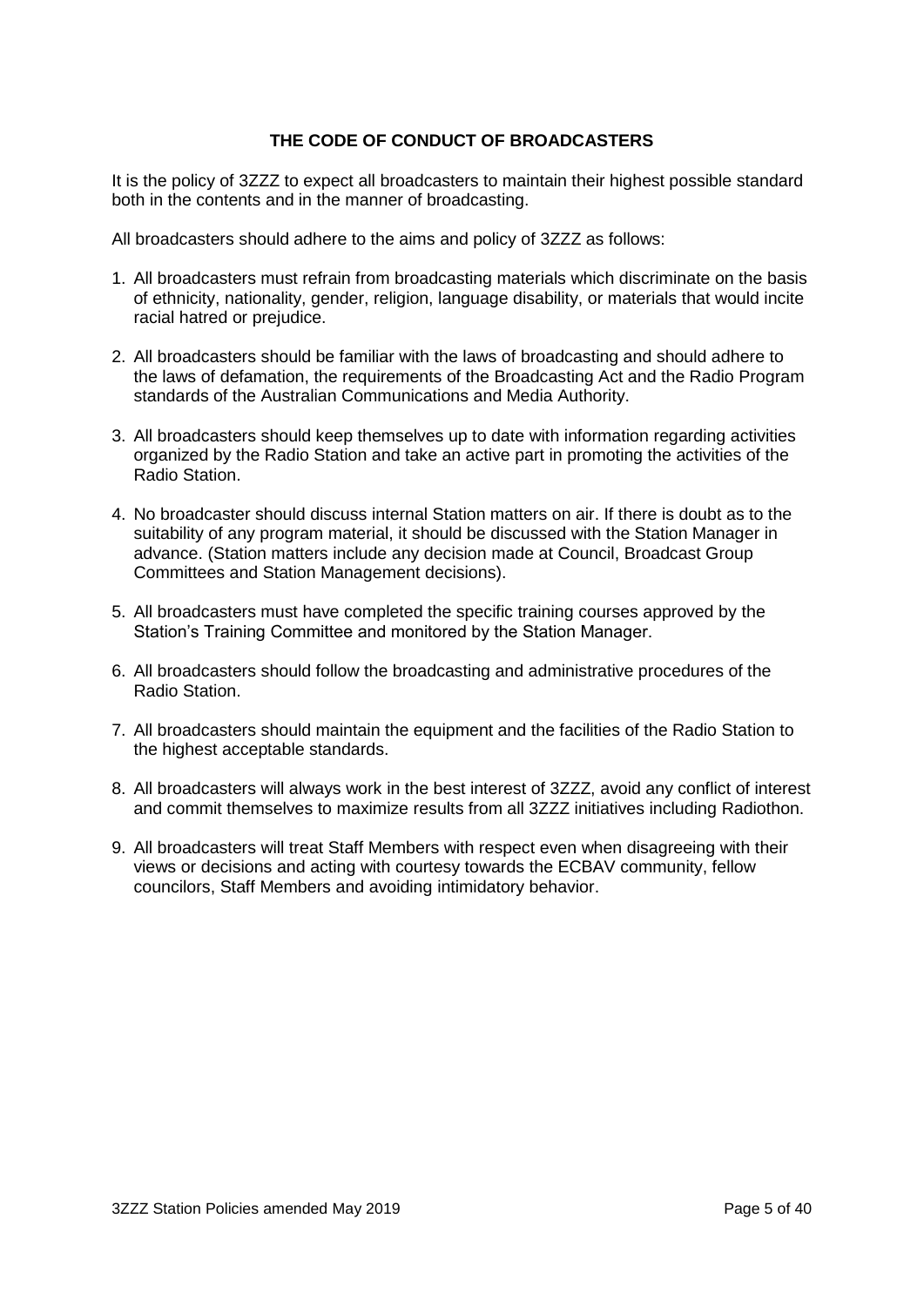## THE CODE OF CONDUCT OF BROADCASTERS

It is the policy of 3ZZZ to expect all broadcasters to maintain their highest possible standard both in the contents and in the manner of broadcasting.

All broadcasters should adhere to the aims and policy of 3ZZZ as follows:

1. All broadcasters must refrain from broadcasting materials which discriminate on the basis of ethnicity, nationality, gender, religion, language disability, or materials that would incite racial hatred or prejudice.

2. All broadcasters should be familiar with the laws of broadcasting and should adhere to the laws of defamation, the requirements of the Broadcasting Act and the Radio Program standards of the Australian Communications and Media Authority.

3. All broadcasters should keep themselves up to date with information regarding activities organized by the Radio Station and take an active part in promoting the activities of the Radio Station.

4. No broadcaster should discuss internal Station matters on air. If there is doubt as to the suitability of any program material, it should be discussed with the Station Manager in advance. (Station matters include any decision made at Council, Broadcast Group Committees and Station Management decisions).

5. All broadcasters must have completed the specific training courses approved by the Station's Training Committee and monitored by the Station Manager.

6. All broadcasters should follow the broadcasting and administrative procedures of the Radio Station.

7. All broadcasters should maintain the equipment and the facilities of the Radio Station to the highest acceptable standards.

8. All broadcasters will always work in the best interest of 3ZZZ, avoid any conflict of interest and commit themselves to maximize results from all 3ZZZ initiatives including Radiothon.

9. All broadcasters will treat Staff Members with respect even when disagreeing with their views or decisions and acting with courtesy towards the ECBAV community, fellow councilors, Staff Members and avoiding intimidatory behavior.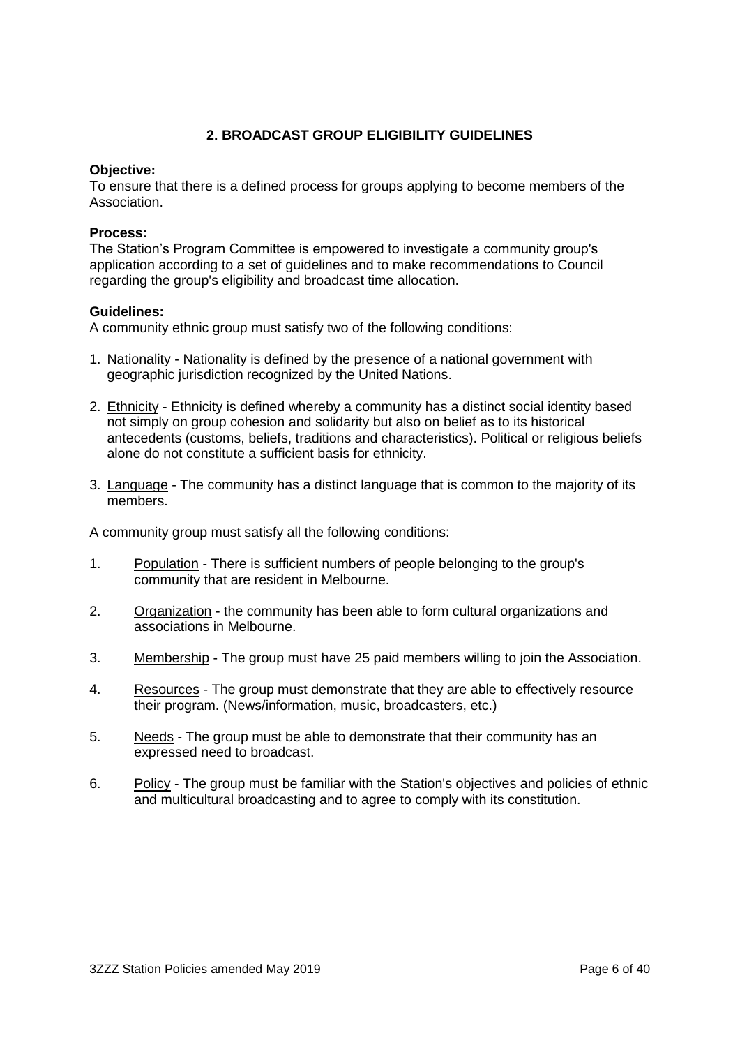## 2. BROADCAST GROUP ELIGIBILITY GUIDELINES

**Objective:**
To ensure that there is a defined process for groups applying to become members of the Association.

**Process:**
The Station's Program Committee is empowered to investigate a community group's application according to a set of guidelines and to make recommendations to Council regarding the group's eligibility and broadcast time allocation.

**Guidelines:**
A community ethnic group must satisfy two of the following conditions:

1. Nationality - Nationality is defined by the presence of a national government with geographic jurisdiction recognized by the United Nations.
2. Ethnicity - Ethnicity is defined whereby a community has a distinct social identity based not simply on group cohesion and solidarity but also on belief as to its historical antecedents (customs, beliefs, traditions and characteristics). Political or religious beliefs alone do not constitute a sufficient basis for ethnicity.
3. Language - The community has a distinct language that is common to the majority of its members.

A community group must satisfy all the following conditions:

1. Population - There is sufficient numbers of people belonging to the group's community that are resident in Melbourne.
2. Organization - the community has been able to form cultural organizations and associations in Melbourne.
3. Membership - The group must have 25 paid members willing to join the Association.
4. Resources - The group must demonstrate that they are able to effectively resource their program. (News/information, music, broadcasters, etc.)
5. Needs - The group must be able to demonstrate that their community has an expressed need to broadcast.
6. Policy - The group must be familiar with the Station's objectives and policies of ethnic and multicultural broadcasting and to agree to comply with its constitution.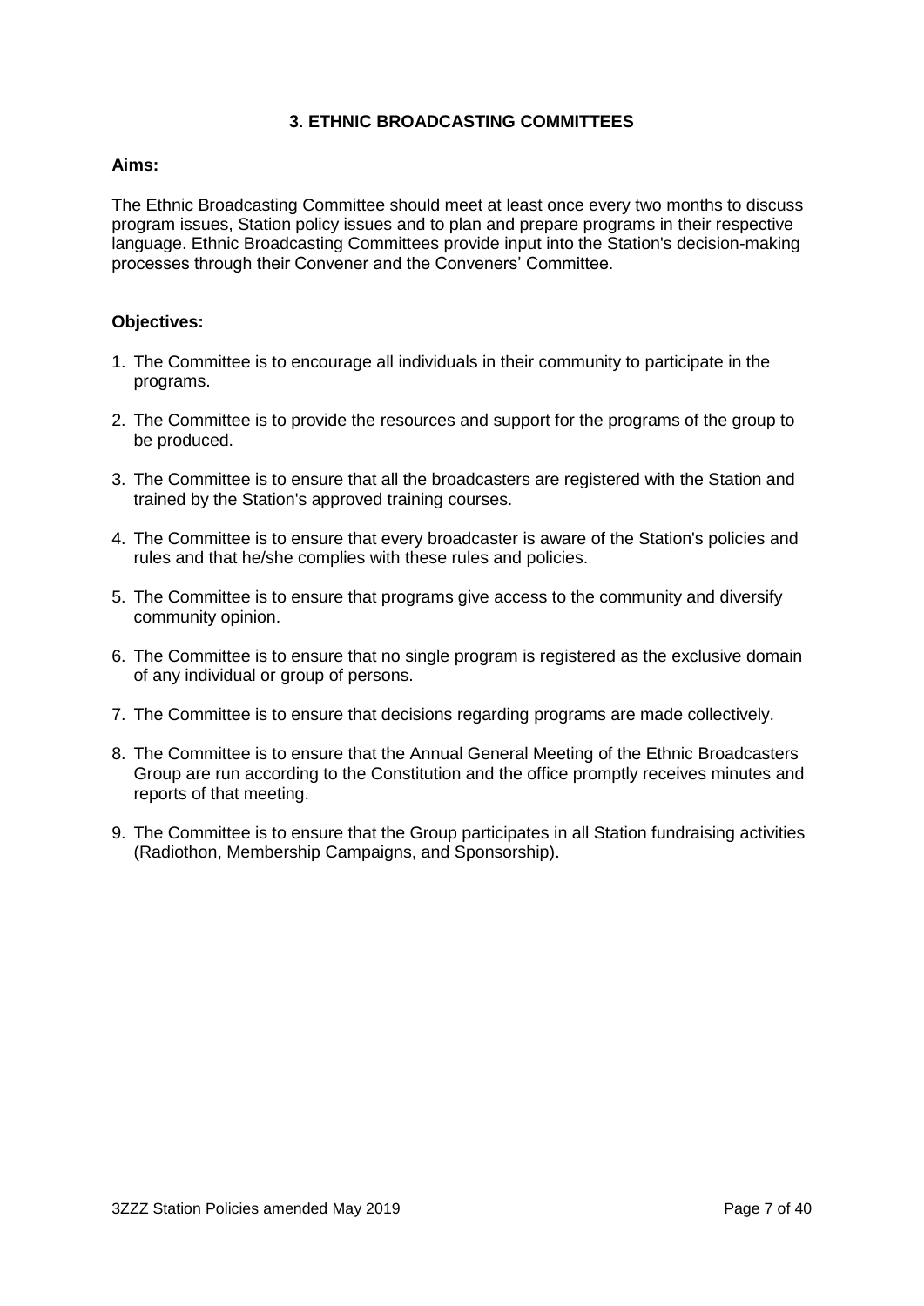## 3. ETHNIC BROADCASTING COMMITTEES

**Aims:**

The Ethnic Broadcasting Committee should meet at least once every two months to discuss program issues, Station policy issues and to plan and prepare programs in their respective language. Ethnic Broadcasting Committees provide input into the Station's decision-making processes through their Convener and the Conveners' Committee.

**Objectives:**

1. The Committee is to encourage all individuals in their community to participate in the programs.
2. The Committee is to provide the resources and support for the programs of the group to be produced.
3. The Committee is to ensure that all the broadcasters are registered with the Station and trained by the Station's approved training courses.
4. The Committee is to ensure that every broadcaster is aware of the Station's policies and rules and that he/she complies with these rules and policies.
5. The Committee is to ensure that programs give access to the community and diversify community opinion.
6. The Committee is to ensure that no single program is registered as the exclusive domain of any individual or group of persons.
7. The Committee is to ensure that decisions regarding programs are made collectively.
8. The Committee is to ensure that the Annual General Meeting of the Ethnic Broadcasters Group are run according to the Constitution and the office promptly receives minutes and reports of that meeting.
9. The Committee is to ensure that the Group participates in all Station fundraising activities (Radiothon, Membership Campaigns, and Sponsorship).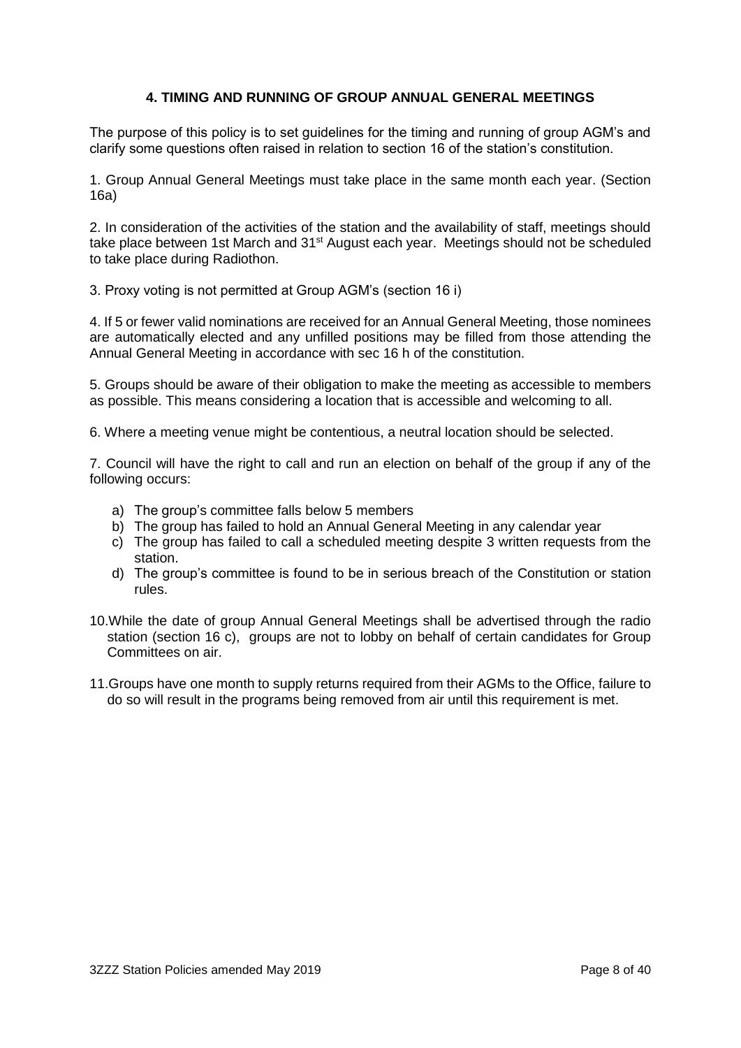## 4. TIMING AND RUNNING OF GROUP ANNUAL GENERAL MEETINGS

The purpose of this policy is to set guidelines for the timing and running of group AGM's and clarify some questions often raised in relation to section 16 of the station's constitution.

1. Group Annual General Meetings must take place in the same month each year. (Section 16a)

2. In consideration of the activities of the station and the availability of staff, meetings should take place between 1st March and 31st August each year. Meetings should not be scheduled to take place during Radiothon.

3. Proxy voting is not permitted at Group AGM's (section 16 i)

4. If 5 or fewer valid nominations are received for an Annual General Meeting, those nominees are automatically elected and any unfilled positions may be filled from those attending the Annual General Meeting in accordance with sec 16 h of the constitution.

5. Groups should be aware of their obligation to make the meeting as accessible to members as possible. This means considering a location that is accessible and welcoming to all.

6. Where a meeting venue might be contentious, a neutral location should be selected.

7. Council will have the right to call and run an election on behalf of the group if any of the following occurs:

   a) The group's committee falls below 5 members
   b) The group has failed to hold an Annual General Meeting in any calendar year
   c) The group has failed to call a scheduled meeting despite 3 written requests from the station.
   d) The group's committee is found to be in serious breach of the Constitution or station rules.

10. While the date of group Annual General Meetings shall be advertised through the radio station (section 16 c), groups are not to lobby on behalf of certain candidates for Group Committees on air.

11. Groups have one month to supply returns required from their AGMs to the Office, failure to do so will result in the programs being removed from air until this requirement is met.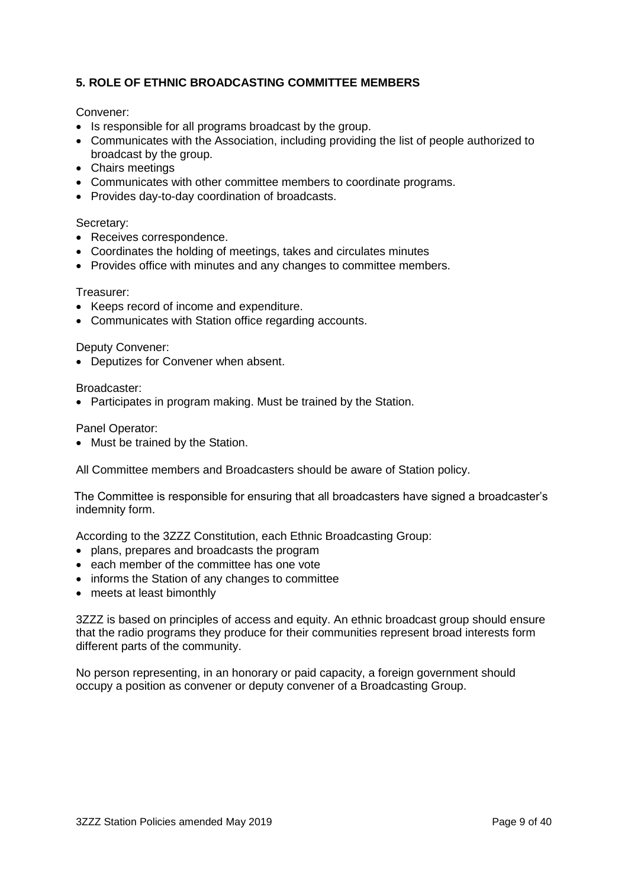## 5. ROLE OF ETHNIC BROADCASTING COMMITTEE MEMBERS

Convener:

- Is responsible for all programs broadcast by the group.
- Communicates with the Association, including providing the list of people authorized to broadcast by the group.
- Chairs meetings
- Communicates with other committee members to coordinate programs.
- Provides day-to-day coordination of broadcasts.

Secretary:

- Receives correspondence.
- Coordinates the holding of meetings, takes and circulates minutes
- Provides office with minutes and any changes to committee members.

Treasurer:

- Keeps record of income and expenditure.
- Communicates with Station office regarding accounts.

Deputy Convener:

- Deputizes for Convener when absent.

Broadcaster:

- Participates in program making. Must be trained by the Station.

Panel Operator:

- Must be trained by the Station.

All Committee members and Broadcasters should be aware of Station policy.

The Committee is responsible for ensuring that all broadcasters have signed a broadcaster's indemnity form.

According to the 3ZZZ Constitution, each Ethnic Broadcasting Group:

- plans, prepares and broadcasts the program
- each member of the committee has one vote
- informs the Station of any changes to committee
- meets at least bimonthly

3ZZZ is based on principles of access and equity. An ethnic broadcast group should ensure that the radio programs they produce for their communities represent broad interests form different parts of the community.

No person representing, in an honorary or paid capacity, a foreign government should occupy a position as convener or deputy convener of a Broadcasting Group.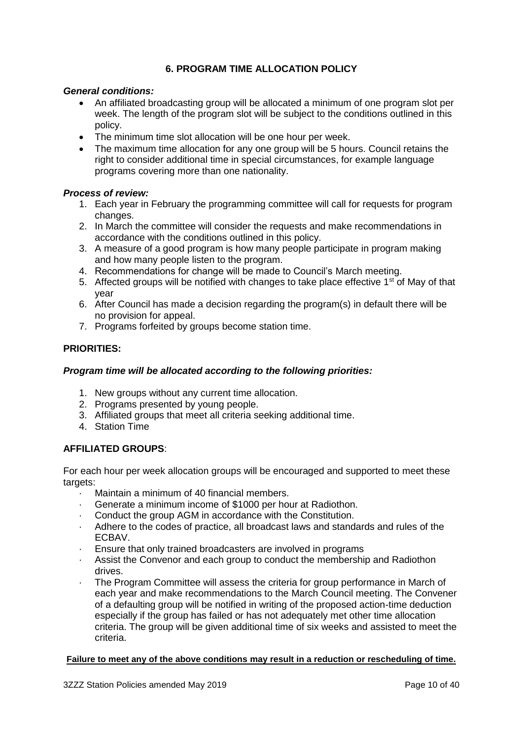## 6. PROGRAM TIME ALLOCATION POLICY

***General conditions:***

- An affiliated broadcasting group will be allocated a minimum of one program slot per week. The length of the program slot will be subject to the conditions outlined in this policy.
- The minimum time slot allocation will be one hour per week.
- The maximum time allocation for any one group will be 5 hours. Council retains the right to consider additional time in special circumstances, for example language programs covering more than one nationality.

***Process of review:***

1. Each year in February the programming committee will call for requests for program changes.
2. In March the committee will consider the requests and make recommendations in accordance with the conditions outlined in this policy.
3. A measure of a good program is how many people participate in program making and how many people listen to the program.
4. Recommendations for change will be made to Council's March meeting.
5. Affected groups will be notified with changes to take place effective 1st of May of that year
6. After Council has made a decision regarding the program(s) in default there will be no provision for appeal.
7. Programs forfeited by groups become station time.

**PRIORITIES:**

***Program time will be allocated according to the following priorities:***

1. New groups without any current time allocation.
2. Programs presented by young people.
3. Affiliated groups that meet all criteria seeking additional time.
4. Station Time

**AFFILIATED GROUPS**:

For each hour per week allocation groups will be encouraged and supported to meet these targets:

- Maintain a minimum of 40 financial members.
- Generate a minimum income of $1000 per hour at Radiothon.
- Conduct the group AGM in accordance with the Constitution.
- Adhere to the codes of practice, all broadcast laws and standards and rules of the ECBAV.
- Ensure that only trained broadcasters are involved in programs
- Assist the Convenor and each group to conduct the membership and Radiothon drives.
- The Program Committee will assess the criteria for group performance in March of each year and make recommendations to the March Council meeting. The Convener of a defaulting group will be notified in writing of the proposed action-time deduction especially if the group has failed or has not adequately met other time allocation criteria. The group will be given additional time of six weeks and assisted to meet the criteria.

**Failure to meet any of the above conditions may result in a reduction or rescheduling of time.**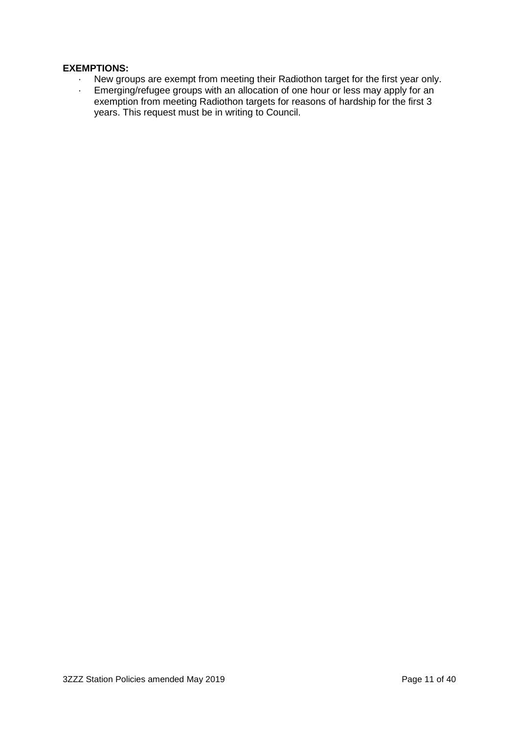**EXEMPTIONS:**

- New groups are exempt from meeting their Radiothon target for the first year only.
- Emerging/refugee groups with an allocation of one hour or less may apply for an exemption from meeting Radiothon targets for reasons of hardship for the first 3 years. This request must be in writing to Council.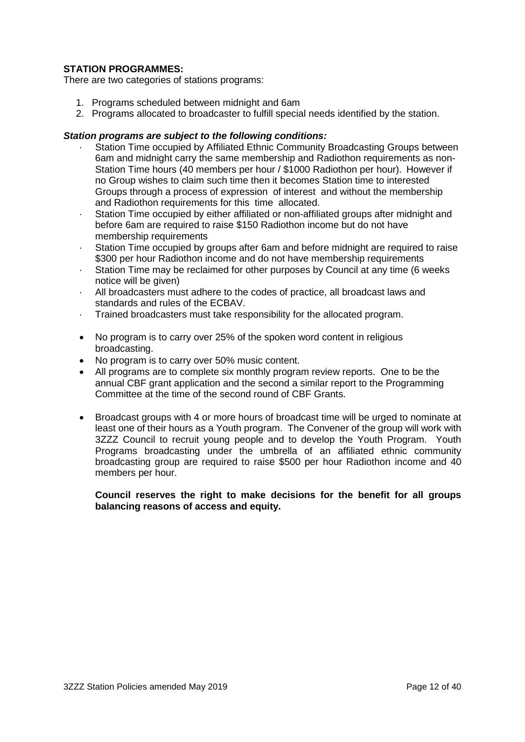**STATION PROGRAMMES:**

There are two categories of stations programs:

1. Programs scheduled between midnight and 6am
2. Programs allocated to broadcaster to fulfill special needs identified by the station.

***Station programs are subject to the following conditions:***

- Station Time occupied by Affiliated Ethnic Community Broadcasting Groups between 6am and midnight carry the same membership and Radiothon requirements as non-Station Time hours (40 members per hour / $1000 Radiothon per hour). However if no Group wishes to claim such time then it becomes Station time to interested Groups through a process of expression of interest and without the membership and Radiothon requirements for this time allocated.
- Station Time occupied by either affiliated or non-affiliated groups after midnight and before 6am are required to raise $150 Radiothon income but do not have membership requirements
- Station Time occupied by groups after 6am and before midnight are required to raise $300 per hour Radiothon income and do not have membership requirements
- Station Time may be reclaimed for other purposes by Council at any time (6 weeks notice will be given)
- All broadcasters must adhere to the codes of practice, all broadcast laws and standards and rules of the ECBAV.
- Trained broadcasters must take responsibility for the allocated program.

- No program is to carry over 25% of the spoken word content in religious broadcasting.
- No program is to carry over 50% music content.
- All programs are to complete six monthly program review reports. One to be the annual CBF grant application and the second a similar report to the Programming Committee at the time of the second round of CBF Grants.

- Broadcast groups with 4 or more hours of broadcast time will be urged to nominate at least one of their hours as a Youth program. The Convener of the group will work with 3ZZZ Council to recruit young people and to develop the Youth Program. Youth Programs broadcasting under the umbrella of an affiliated ethnic community broadcasting group are required to raise $500 per hour Radiothon income and 40 members per hour.

  **Council reserves the right to make decisions for the benefit for all groups balancing reasons of access and equity.**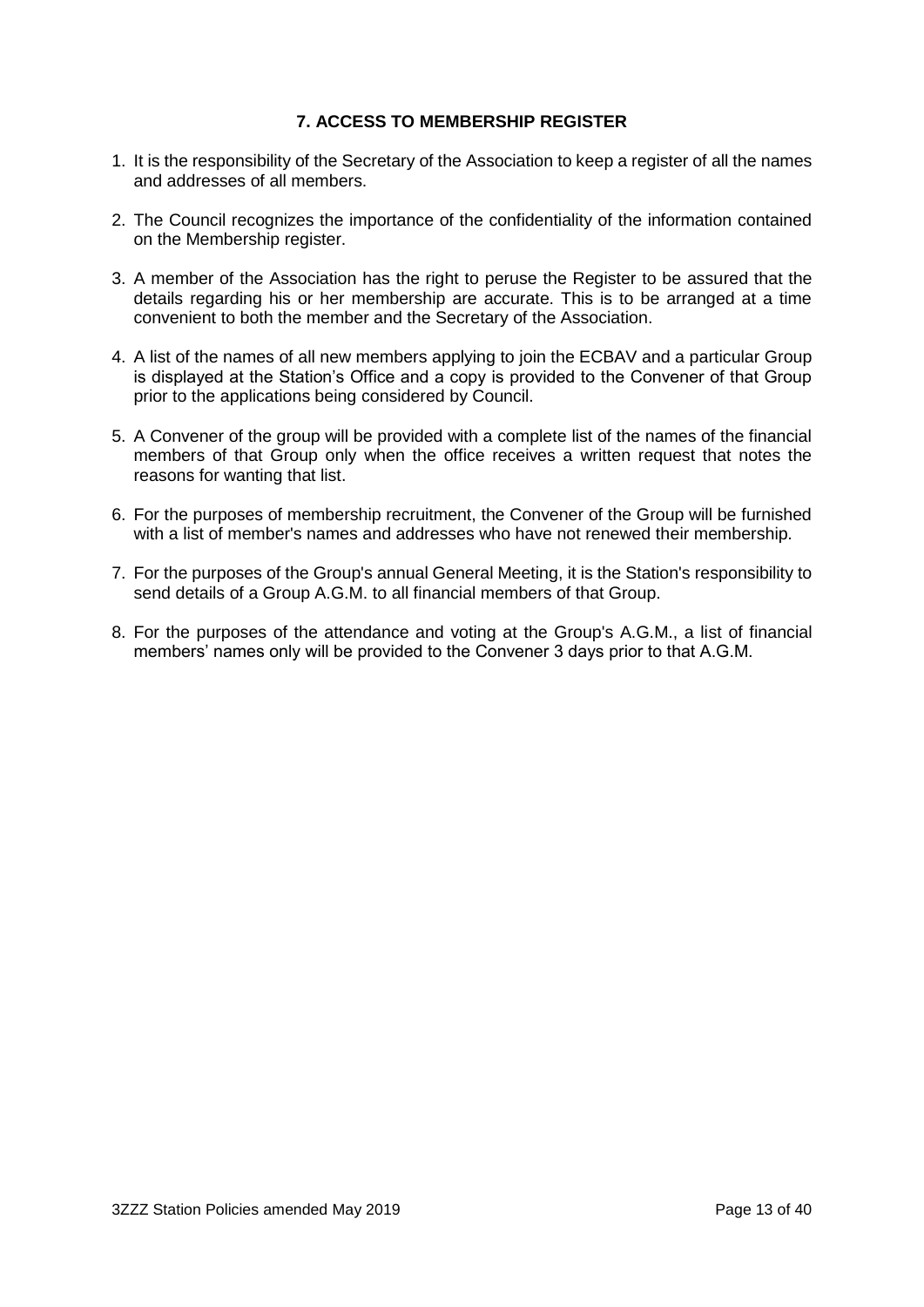## 7. ACCESS TO MEMBERSHIP REGISTER

1. It is the responsibility of the Secretary of the Association to keep a register of all the names and addresses of all members.

2. The Council recognizes the importance of the confidentiality of the information contained on the Membership register.

3. A member of the Association has the right to peruse the Register to be assured that the details regarding his or her membership are accurate. This is to be arranged at a time convenient to both the member and the Secretary of the Association.

4. A list of the names of all new members applying to join the ECBAV and a particular Group is displayed at the Station's Office and a copy is provided to the Convener of that Group prior to the applications being considered by Council.

5. A Convener of the group will be provided with a complete list of the names of the financial members of that Group only when the office receives a written request that notes the reasons for wanting that list.

6. For the purposes of membership recruitment, the Convener of the Group will be furnished with a list of member's names and addresses who have not renewed their membership.

7. For the purposes of the Group's annual General Meeting, it is the Station's responsibility to send details of a Group A.G.M. to all financial members of that Group.

8. For the purposes of the attendance and voting at the Group's A.G.M., a list of financial members' names only will be provided to the Convener 3 days prior to that A.G.M.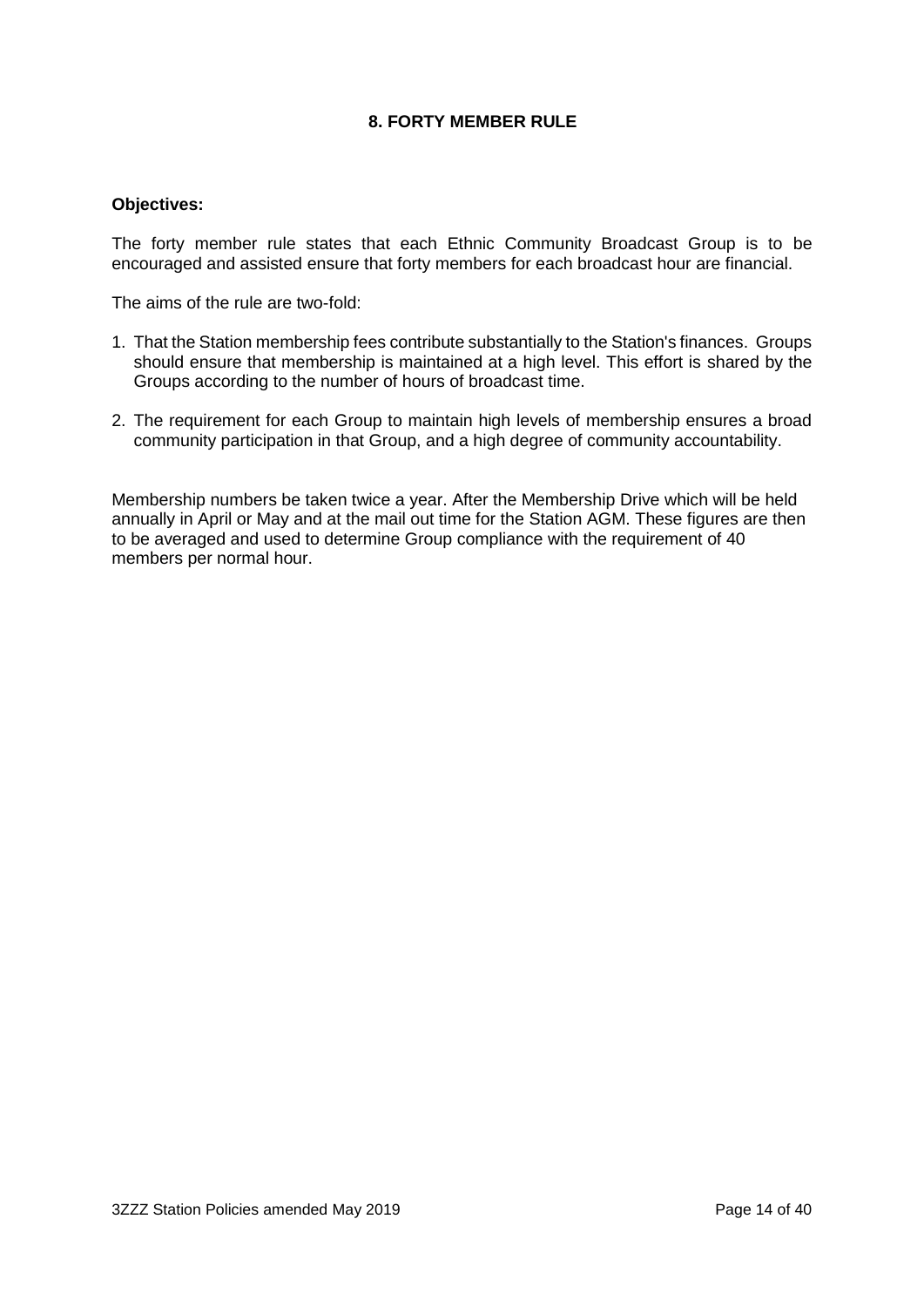## 8. FORTY MEMBER RULE

**Objectives:**

The forty member rule states that each Ethnic Community Broadcast Group is to be encouraged and assisted ensure that forty members for each broadcast hour are financial.

The aims of the rule are two-fold:

1. That the Station membership fees contribute substantially to the Station's finances. Groups should ensure that membership is maintained at a high level. This effort is shared by the Groups according to the number of hours of broadcast time.
2. The requirement for each Group to maintain high levels of membership ensures a broad community participation in that Group, and a high degree of community accountability.

Membership numbers be taken twice a year. After the Membership Drive which will be held annually in April or May and at the mail out time for the Station AGM. These figures are then to be averaged and used to determine Group compliance with the requirement of 40 members per normal hour.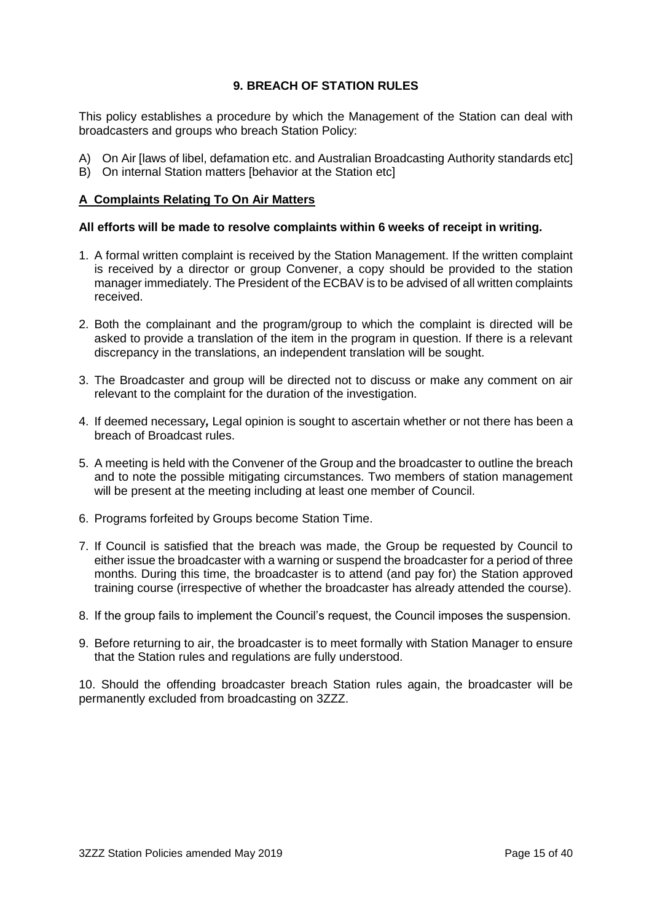## 9. BREACH OF STATION RULES

This policy establishes a procedure by which the Management of the Station can deal with broadcasters and groups who breach Station Policy:

A) On Air [laws of libel, defamation etc. and Australian Broadcasting Authority standards etc]
B) On internal Station matters [behavior at the Station etc]

### A Complaints Relating To On Air Matters

**All efforts will be made to resolve complaints within 6 weeks of receipt in writing.**

1. A formal written complaint is received by the Station Management. If the written complaint is received by a director or group Convener, a copy should be provided to the station manager immediately. The President of the ECBAV is to be advised of all written complaints received.

2. Both the complainant and the program/group to which the complaint is directed will be asked to provide a translation of the item in the program in question. If there is a relevant discrepancy in the translations, an independent translation will be sought.

3. The Broadcaster and group will be directed not to discuss or make any comment on air relevant to the complaint for the duration of the investigation.

4. If deemed necessary**,** Legal opinion is sought to ascertain whether or not there has been a breach of Broadcast rules.

5. A meeting is held with the Convener of the Group and the broadcaster to outline the breach and to note the possible mitigating circumstances. Two members of station management will be present at the meeting including at least one member of Council.

6. Programs forfeited by Groups become Station Time.

7. If Council is satisfied that the breach was made, the Group be requested by Council to either issue the broadcaster with a warning or suspend the broadcaster for a period of three months. During this time, the broadcaster is to attend (and pay for) the Station approved training course (irrespective of whether the broadcaster has already attended the course).

8. If the group fails to implement the Council's request, the Council imposes the suspension.

9. Before returning to air, the broadcaster is to meet formally with Station Manager to ensure that the Station rules and regulations are fully understood.

10. Should the offending broadcaster breach Station rules again, the broadcaster will be permanently excluded from broadcasting on 3ZZZ.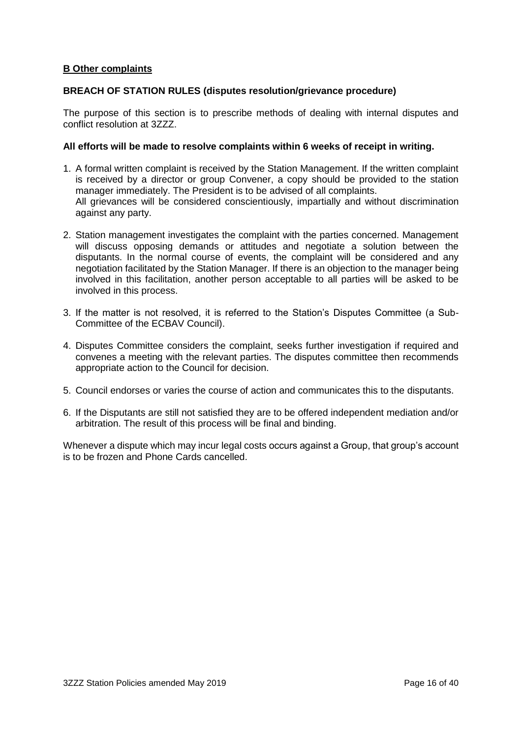**B Other complaints**

**BREACH OF STATION RULES (disputes resolution/grievance procedure)**

The purpose of this section is to prescribe methods of dealing with internal disputes and conflict resolution at 3ZZZ.

**All efforts will be made to resolve complaints within 6 weeks of receipt in writing.**

1. A formal written complaint is received by the Station Management. If the written complaint is received by a director or group Convener, a copy should be provided to the station manager immediately. The President is to be advised of all complaints.
   All grievances will be considered conscientiously, impartially and without discrimination against any party.

2. Station management investigates the complaint with the parties concerned. Management will discuss opposing demands or attitudes and negotiate a solution between the disputants. In the normal course of events, the complaint will be considered and any negotiation facilitated by the Station Manager. If there is an objection to the manager being involved in this facilitation, another person acceptable to all parties will be asked to be involved in this process.

3. If the matter is not resolved, it is referred to the Station's Disputes Committee (a Sub-Committee of the ECBAV Council).

4. Disputes Committee considers the complaint, seeks further investigation if required and convenes a meeting with the relevant parties. The disputes committee then recommends appropriate action to the Council for decision.

5. Council endorses or varies the course of action and communicates this to the disputants.

6. If the Disputants are still not satisfied they are to be offered independent mediation and/or arbitration. The result of this process will be final and binding.

Whenever a dispute which may incur legal costs occurs against a Group, that group's account is to be frozen and Phone Cards cancelled.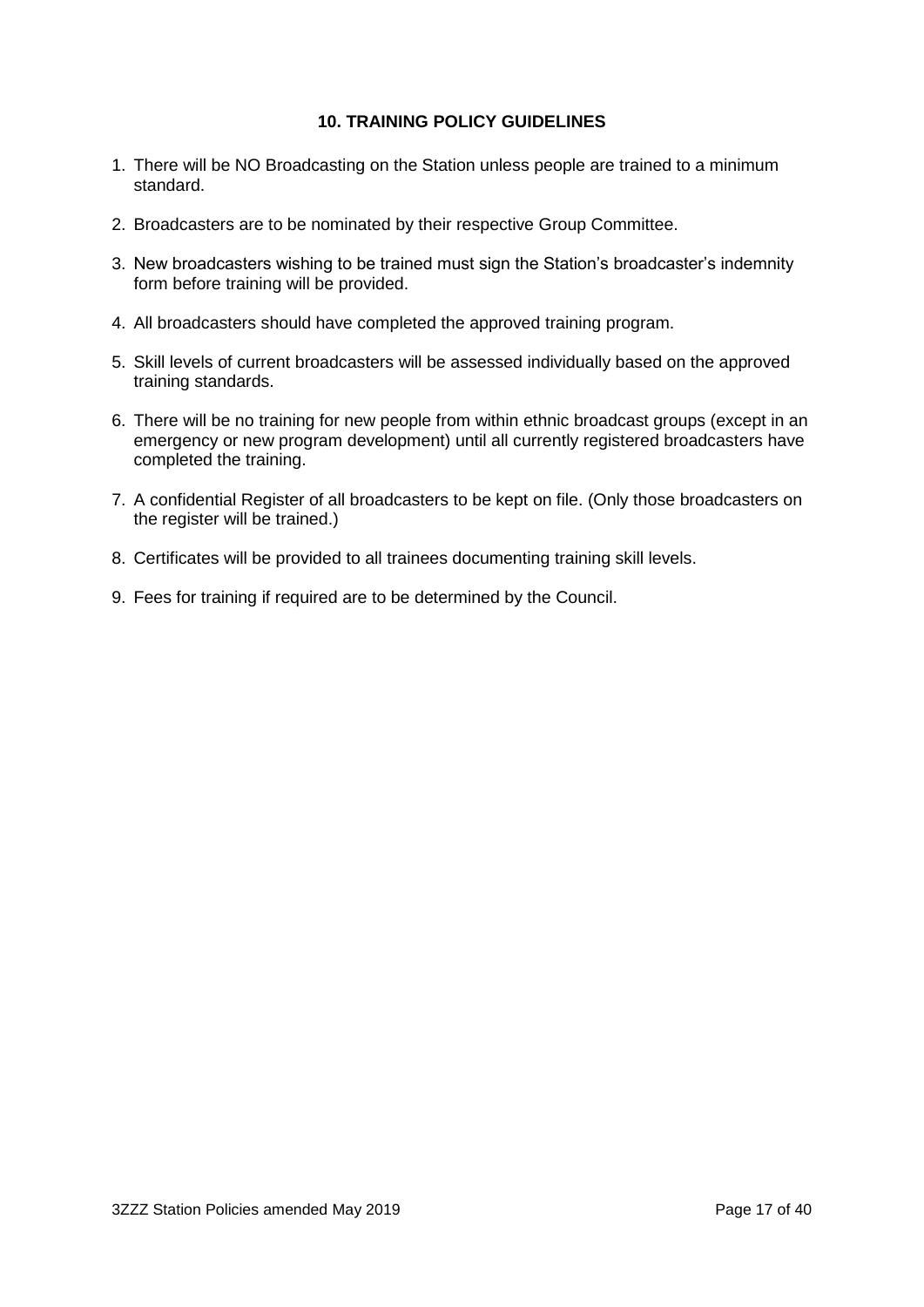## 10. TRAINING POLICY GUIDELINES

1. There will be NO Broadcasting on the Station unless people are trained to a minimum standard.
2. Broadcasters are to be nominated by their respective Group Committee.
3. New broadcasters wishing to be trained must sign the Station's broadcaster's indemnity form before training will be provided.
4. All broadcasters should have completed the approved training program.
5. Skill levels of current broadcasters will be assessed individually based on the approved training standards.
6. There will be no training for new people from within ethnic broadcast groups (except in an emergency or new program development) until all currently registered broadcasters have completed the training.
7. A confidential Register of all broadcasters to be kept on file. (Only those broadcasters on the register will be trained.)
8. Certificates will be provided to all trainees documenting training skill levels.
9. Fees for training if required are to be determined by the Council.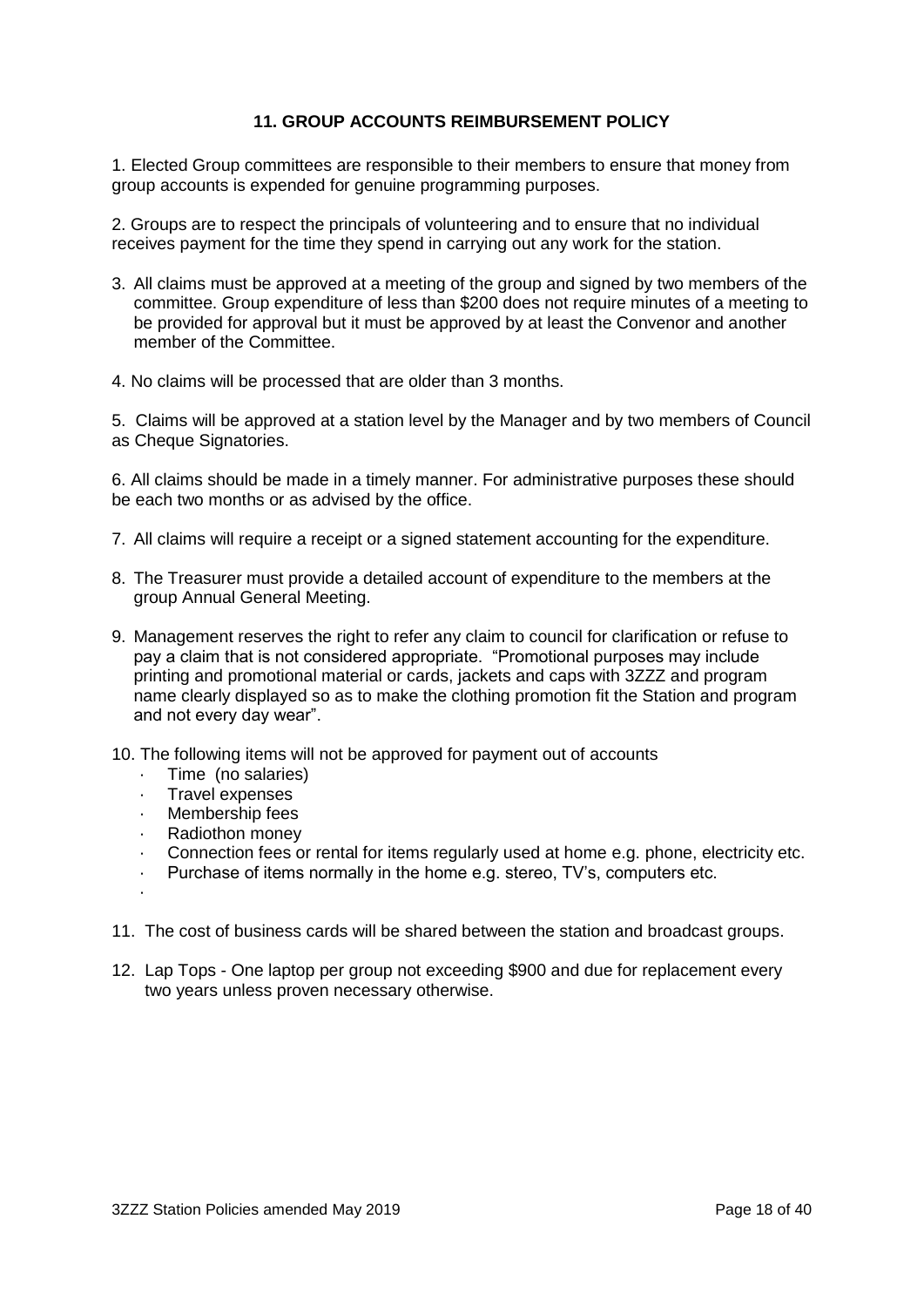## 11. GROUP ACCOUNTS REIMBURSEMENT POLICY

1. Elected Group committees are responsible to their members to ensure that money from group accounts is expended for genuine programming purposes.

2. Groups are to respect the principals of volunteering and to ensure that no individual receives payment for the time they spend in carrying out any work for the station.

3. All claims must be approved at a meeting of the group and signed by two members of the committee. Group expenditure of less than $200 does not require minutes of a meeting to be provided for approval but it must be approved by at least the Convenor and another member of the Committee.

4. No claims will be processed that are older than 3 months.

5. Claims will be approved at a station level by the Manager and by two members of Council as Cheque Signatories.

6. All claims should be made in a timely manner. For administrative purposes these should be each two months or as advised by the office.

7. All claims will require a receipt or a signed statement accounting for the expenditure.

8. The Treasurer must provide a detailed account of expenditure to the members at the group Annual General Meeting.

9. Management reserves the right to refer any claim to council for clarification or refuse to pay a claim that is not considered appropriate. "Promotional purposes may include printing and promotional material or cards, jackets and caps with 3ZZZ and program name clearly displayed so as to make the clothing promotion fit the Station and program and not every day wear".

10. The following items will not be approved for payment out of accounts
    - Time (no salaries)
    - Travel expenses
    - Membership fees
    - Radiothon money
    - Connection fees or rental for items regularly used at home e.g. phone, electricity etc.
    - Purchase of items normally in the home e.g. stereo, TV's, computers etc.

11. The cost of business cards will be shared between the station and broadcast groups.

12. Lap Tops - One laptop per group not exceeding $900 and due for replacement every two years unless proven necessary otherwise.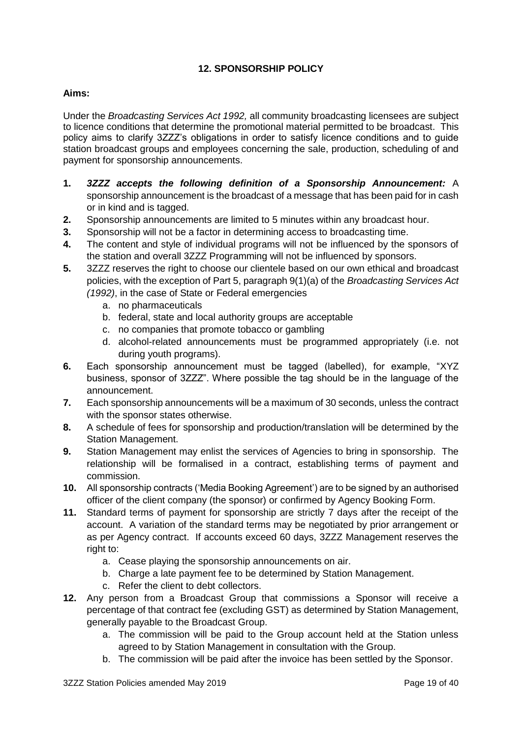## 12. SPONSORSHIP POLICY

**Aims:**

Under the *Broadcasting Services Act 1992,* all community broadcasting licensees are subject to licence conditions that determine the promotional material permitted to be broadcast. This policy aims to clarify 3ZZZ's obligations in order to satisfy licence conditions and to guide station broadcast groups and employees concerning the sale, production, scheduling of and payment for sponsorship announcements.

1. ***3ZZZ accepts the following definition of a Sponsorship Announcement:*** A sponsorship announcement is the broadcast of a message that has been paid for in cash or in kind and is tagged.
2. Sponsorship announcements are limited to 5 minutes within any broadcast hour.
3. Sponsorship will not be a factor in determining access to broadcasting time.
4. The content and style of individual programs will not be influenced by the sponsors of the station and overall 3ZZZ Programming will not be influenced by sponsors.
5. 3ZZZ reserves the right to choose our clientele based on our own ethical and broadcast policies, with the exception of Part 5, paragraph 9(1)(a) of the *Broadcasting Services Act (1992)*, in the case of State or Federal emergencies
   a. no pharmaceuticals
   b. federal, state and local authority groups are acceptable
   c. no companies that promote tobacco or gambling
   d. alcohol-related announcements must be programmed appropriately (i.e. not during youth programs).
6. Each sponsorship announcement must be tagged (labelled), for example, "XYZ business, sponsor of 3ZZZ". Where possible the tag should be in the language of the announcement.
7. Each sponsorship announcements will be a maximum of 30 seconds, unless the contract with the sponsor states otherwise.
8. A schedule of fees for sponsorship and production/translation will be determined by the Station Management.
9. Station Management may enlist the services of Agencies to bring in sponsorship. The relationship will be formalised in a contract, establishing terms of payment and commission.
10. All sponsorship contracts ('Media Booking Agreement') are to be signed by an authorised officer of the client company (the sponsor) or confirmed by Agency Booking Form.
11. Standard terms of payment for sponsorship are strictly 7 days after the receipt of the account. A variation of the standard terms may be negotiated by prior arrangement or as per Agency contract. If accounts exceed 60 days, 3ZZZ Management reserves the right to:
    a. Cease playing the sponsorship announcements on air.
    b. Charge a late payment fee to be determined by Station Management.
    c. Refer the client to debt collectors.
12. Any person from a Broadcast Group that commissions a Sponsor will receive a percentage of that contract fee (excluding GST) as determined by Station Management, generally payable to the Broadcast Group.
    a. The commission will be paid to the Group account held at the Station unless agreed to by Station Management in consultation with the Group.
    b. The commission will be paid after the invoice has been settled by the Sponsor.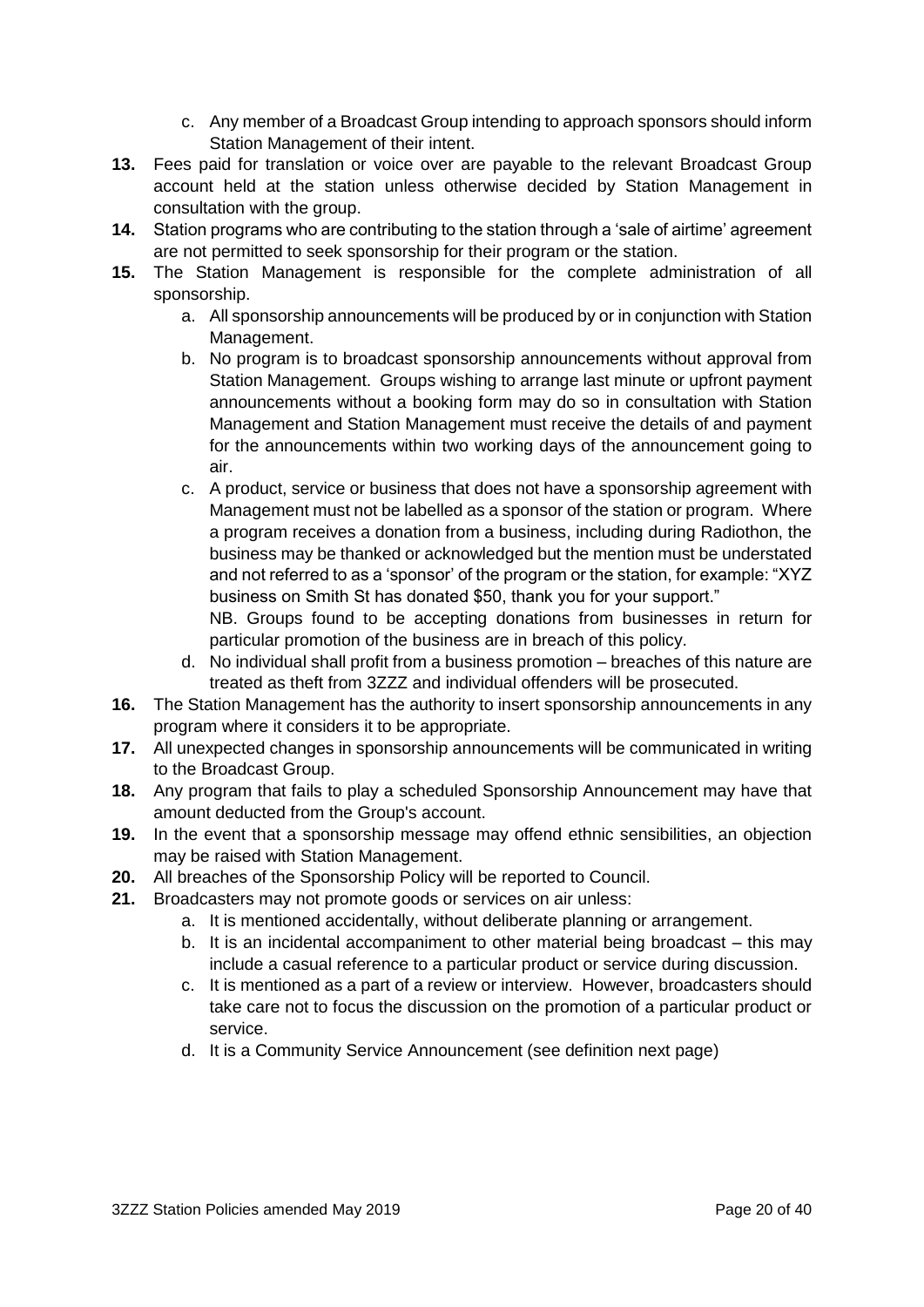c. Any member of a Broadcast Group intending to approach sponsors should inform Station Management of their intent.

**13.** Fees paid for translation or voice over are payable to the relevant Broadcast Group account held at the station unless otherwise decided by Station Management in consultation with the group.

**14.** Station programs who are contributing to the station through a 'sale of airtime' agreement are not permitted to seek sponsorship for their program or the station.

**15.** The Station Management is responsible for the complete administration of all sponsorship.

- a. All sponsorship announcements will be produced by or in conjunction with Station Management.
- b. No program is to broadcast sponsorship announcements without approval from Station Management. Groups wishing to arrange last minute or upfront payment announcements without a booking form may do so in consultation with Station Management and Station Management must receive the details of and payment for the announcements within two working days of the announcement going to air.
- c. A product, service or business that does not have a sponsorship agreement with Management must not be labelled as a sponsor of the station or program. Where a program receives a donation from a business, including during Radiothon, the business may be thanked or acknowledged but the mention must be understated and not referred to as a 'sponsor' of the program or the station, for example: "XYZ business on Smith St has donated $50, thank you for your support."

  NB. Groups found to be accepting donations from businesses in return for particular promotion of the business are in breach of this policy.
- d. No individual shall profit from a business promotion – breaches of this nature are treated as theft from 3ZZZ and individual offenders will be prosecuted.

**16.** The Station Management has the authority to insert sponsorship announcements in any program where it considers it to be appropriate.

**17.** All unexpected changes in sponsorship announcements will be communicated in writing to the Broadcast Group.

**18.** Any program that fails to play a scheduled Sponsorship Announcement may have that amount deducted from the Group's account.

**19.** In the event that a sponsorship message may offend ethnic sensibilities, an objection may be raised with Station Management.

**20.** All breaches of the Sponsorship Policy will be reported to Council.

**21.** Broadcasters may not promote goods or services on air unless:

- a. It is mentioned accidentally, without deliberate planning or arrangement.
- b. It is an incidental accompaniment to other material being broadcast – this may include a casual reference to a particular product or service during discussion.
- c. It is mentioned as a part of a review or interview. However, broadcasters should take care not to focus the discussion on the promotion of a particular product or service.
- d. It is a Community Service Announcement (see definition next page)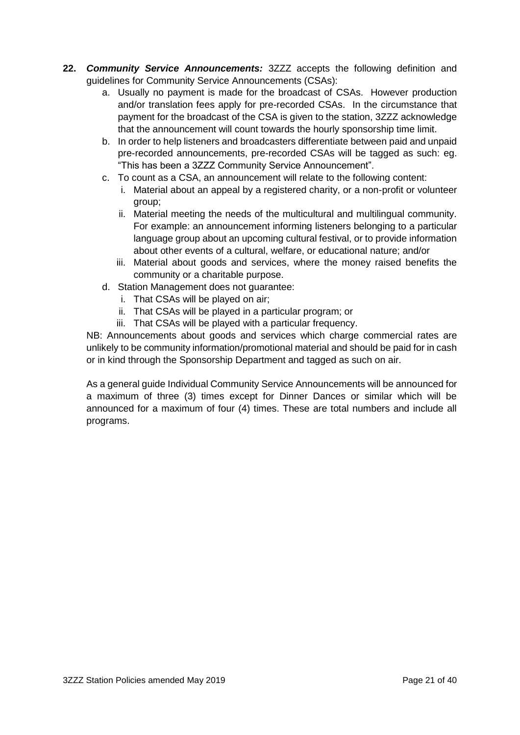**22.** ***Community Service Announcements:*** 3ZZZ accepts the following definition and guidelines for Community Service Announcements (CSAs):

a. Usually no payment is made for the broadcast of CSAs. However production and/or translation fees apply for pre-recorded CSAs. In the circumstance that payment for the broadcast of the CSA is given to the station, 3ZZZ acknowledge that the announcement will count towards the hourly sponsorship time limit.

b. In order to help listeners and broadcasters differentiate between paid and unpaid pre-recorded announcements, pre-recorded CSAs will be tagged as such: eg. "This has been a 3ZZZ Community Service Announcement".

c. To count as a CSA, an announcement will relate to the following content:

   i. Material about an appeal by a registered charity, or a non-profit or volunteer group;

   ii. Material meeting the needs of the multicultural and multilingual community. For example: an announcement informing listeners belonging to a particular language group about an upcoming cultural festival, or to provide information about other events of a cultural, welfare, or educational nature; and/or

   iii. Material about goods and services, where the money raised benefits the community or a charitable purpose.

d. Station Management does not guarantee:

   i. That CSAs will be played on air;

   ii. That CSAs will be played in a particular program; or

   iii. That CSAs will be played with a particular frequency.

NB: Announcements about goods and services which charge commercial rates are unlikely to be community information/promotional material and should be paid for in cash or in kind through the Sponsorship Department and tagged as such on air.

As a general guide Individual Community Service Announcements will be announced for a maximum of three (3) times except for Dinner Dances or similar which will be announced for a maximum of four (4) times. These are total numbers and include all programs.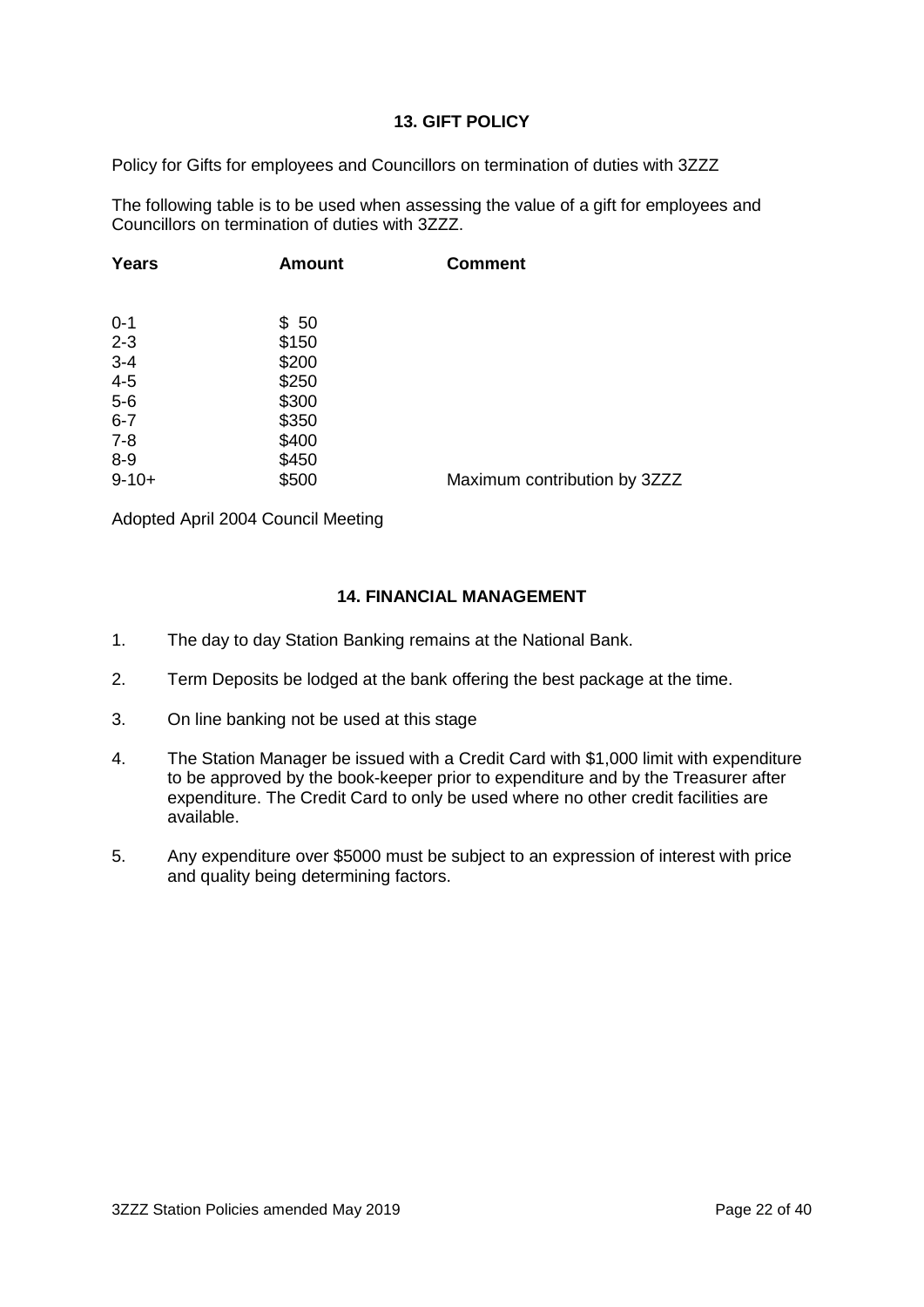## 13. GIFT POLICY

Policy for Gifts for employees and Councillors on termination of duties with 3ZZZ

The following table is to be used when assessing the value of a gift for employees and Councillors on termination of duties with 3ZZZ.

| Years | Amount | Comment |
|---|---|---|
| 0-1 | $ 50 | |
| 2-3 | $150 | |
| 3-4 | $200 | |
| 4-5 | $250 | |
| 5-6 | $300 | |
| 6-7 | $350 | |
| 7-8 | $400 | |
| 8-9 | $450 | |
| 9-10+ | $500 | Maximum contribution by 3ZZZ |

Adopted April 2004 Council Meeting

## 14. FINANCIAL MANAGEMENT

1. The day to day Station Banking remains at the National Bank.
2. Term Deposits be lodged at the bank offering the best package at the time.
3. On line banking not be used at this stage
4. The Station Manager be issued with a Credit Card with $1,000 limit with expenditure to be approved by the book-keeper prior to expenditure and by the Treasurer after expenditure. The Credit Card to only be used where no other credit facilities are available.
5. Any expenditure over $5000 must be subject to an expression of interest with price and quality being determining factors.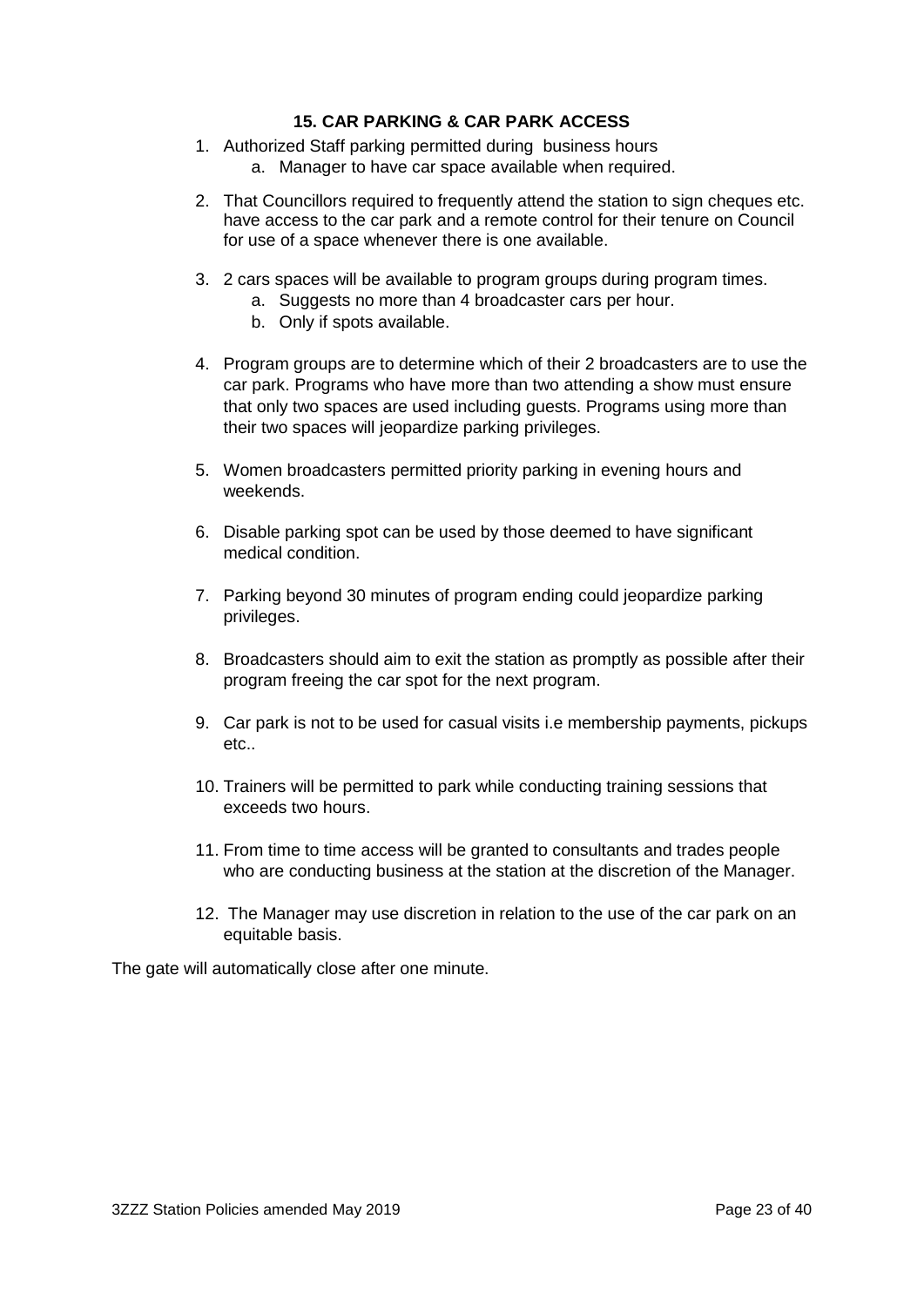### 15. CAR PARKING & CAR PARK ACCESS

1. Authorized Staff parking permitted during business hours
    a. Manager to have car space available when required.

2. That Councillors required to frequently attend the station to sign cheques etc. have access to the car park and a remote control for their tenure on Council for use of a space whenever there is one available.

3. 2 cars spaces will be available to program groups during program times.
    a. Suggests no more than 4 broadcaster cars per hour.
    b. Only if spots available.

4. Program groups are to determine which of their 2 broadcasters are to use the car park. Programs who have more than two attending a show must ensure that only two spaces are used including guests. Programs using more than their two spaces will jeopardize parking privileges.

5. Women broadcasters permitted priority parking in evening hours and weekends.

6. Disable parking spot can be used by those deemed to have significant medical condition.

7. Parking beyond 30 minutes of program ending could jeopardize parking privileges.

8. Broadcasters should aim to exit the station as promptly as possible after their program freeing the car spot for the next program.

9. Car park is not to be used for casual visits i.e membership payments, pickups etc..

10. Trainers will be permitted to park while conducting training sessions that exceeds two hours.

11. From time to time access will be granted to consultants and trades people who are conducting business at the station at the discretion of the Manager.

12. The Manager may use discretion in relation to the use of the car park on an equitable basis.

The gate will automatically close after one minute.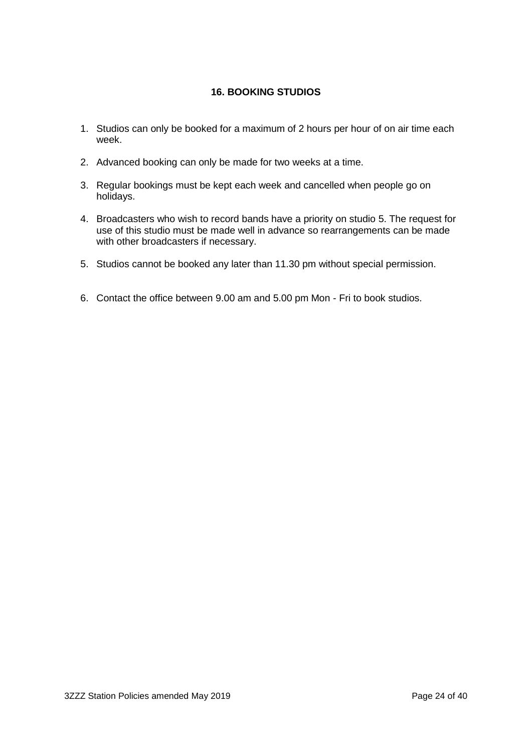## 16. BOOKING STUDIOS

1. Studios can only be booked for a maximum of 2 hours per hour of on air time each week.

2. Advanced booking can only be made for two weeks at a time.

3. Regular bookings must be kept each week and cancelled when people go on holidays.

4. Broadcasters who wish to record bands have a priority on studio 5. The request for use of this studio must be made well in advance so rearrangements can be made with other broadcasters if necessary.

5. Studios cannot be booked any later than 11.30 pm without special permission.

6. Contact the office between 9.00 am and 5.00 pm Mon - Fri to book studios.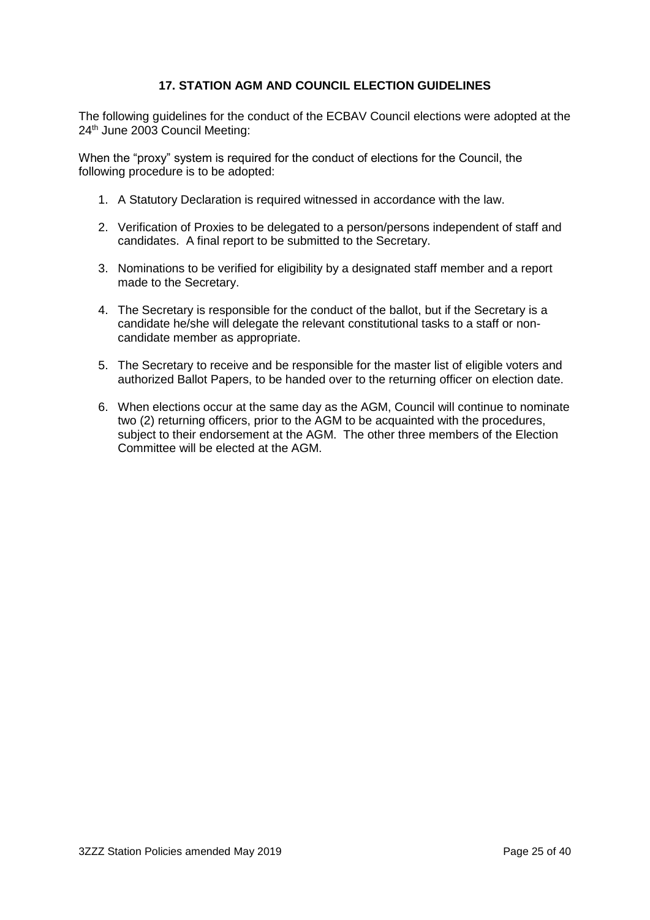## 17. STATION AGM AND COUNCIL ELECTION GUIDELINES

The following guidelines for the conduct of the ECBAV Council elections were adopted at the 24th June 2003 Council Meeting:

When the "proxy" system is required for the conduct of elections for the Council, the following procedure is to be adopted:

1. A Statutory Declaration is required witnessed in accordance with the law.
2. Verification of Proxies to be delegated to a person/persons independent of staff and candidates. A final report to be submitted to the Secretary.
3. Nominations to be verified for eligibility by a designated staff member and a report made to the Secretary.
4. The Secretary is responsible for the conduct of the ballot, but if the Secretary is a candidate he/she will delegate the relevant constitutional tasks to a staff or non-candidate member as appropriate.
5. The Secretary to receive and be responsible for the master list of eligible voters and authorized Ballot Papers, to be handed over to the returning officer on election date.
6. When elections occur at the same day as the AGM, Council will continue to nominate two (2) returning officers, prior to the AGM to be acquainted with the procedures, subject to their endorsement at the AGM. The other three members of the Election Committee will be elected at the AGM.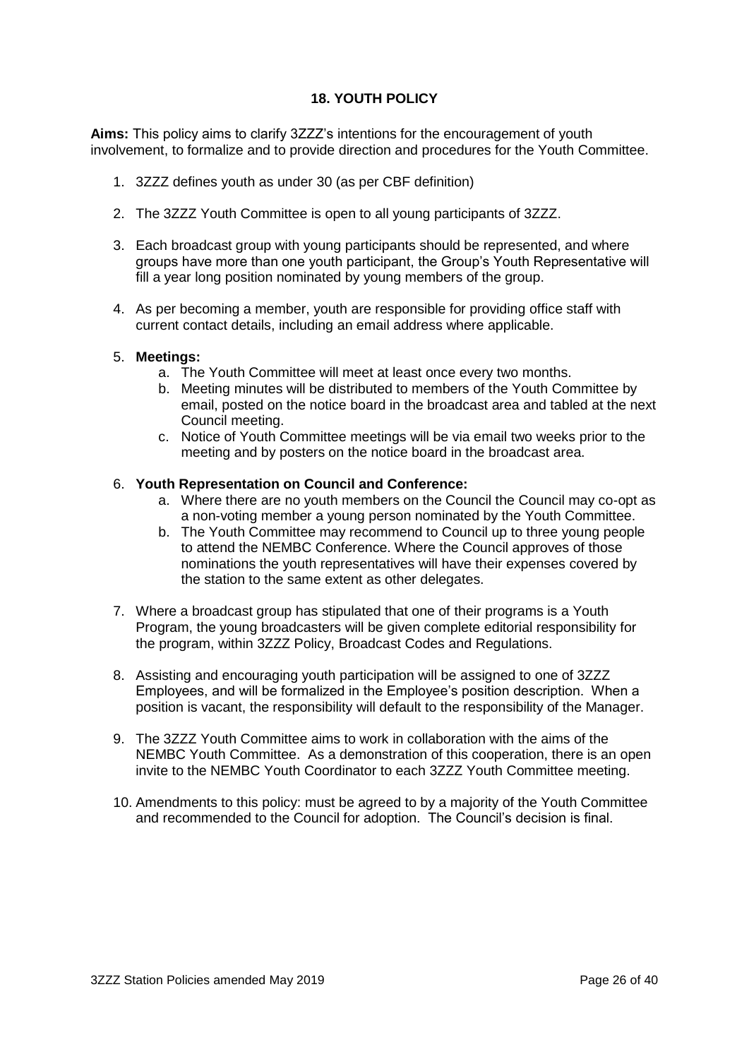## 18. YOUTH POLICY

**Aims:** This policy aims to clarify 3ZZZ's intentions for the encouragement of youth involvement, to formalize and to provide direction and procedures for the Youth Committee.

1. 3ZZZ defines youth as under 30 (as per CBF definition)

2. The 3ZZZ Youth Committee is open to all young participants of 3ZZZ.

3. Each broadcast group with young participants should be represented, and where groups have more than one youth participant, the Group's Youth Representative will fill a year long position nominated by young members of the group.

4. As per becoming a member, youth are responsible for providing office staff with current contact details, including an email address where applicable.

5. **Meetings:**
    a. The Youth Committee will meet at least once every two months.
    b. Meeting minutes will be distributed to members of the Youth Committee by email, posted on the notice board in the broadcast area and tabled at the next Council meeting.
    c. Notice of Youth Committee meetings will be via email two weeks prior to the meeting and by posters on the notice board in the broadcast area.

6. **Youth Representation on Council and Conference:**
    a. Where there are no youth members on the Council the Council may co-opt as a non-voting member a young person nominated by the Youth Committee.
    b. The Youth Committee may recommend to Council up to three young people to attend the NEMBC Conference. Where the Council approves of those nominations the youth representatives will have their expenses covered by the station to the same extent as other delegates.

7. Where a broadcast group has stipulated that one of their programs is a Youth Program, the young broadcasters will be given complete editorial responsibility for the program, within 3ZZZ Policy, Broadcast Codes and Regulations.

8. Assisting and encouraging youth participation will be assigned to one of 3ZZZ Employees, and will be formalized in the Employee's position description. When a position is vacant, the responsibility will default to the responsibility of the Manager.

9. The 3ZZZ Youth Committee aims to work in collaboration with the aims of the NEMBC Youth Committee. As a demonstration of this cooperation, there is an open invite to the NEMBC Youth Coordinator to each 3ZZZ Youth Committee meeting.

10. Amendments to this policy: must be agreed to by a majority of the Youth Committee and recommended to the Council for adoption. The Council's decision is final.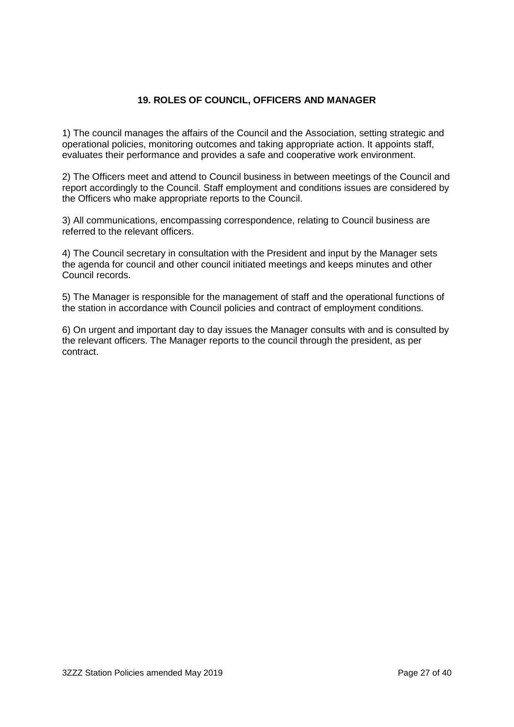## 19. ROLES OF COUNCIL, OFFICERS AND MANAGER

1) The council manages the affairs of the Council and the Association, setting strategic and operational policies, monitoring outcomes and taking appropriate action. It appoints staff, evaluates their performance and provides a safe and cooperative work environment.

2) The Officers meet and attend to Council business in between meetings of the Council and report accordingly to the Council. Staff employment and conditions issues are considered by the Officers who make appropriate reports to the Council.

3) All communications, encompassing correspondence, relating to Council business are referred to the relevant officers.

4) The Council secretary in consultation with the President and input by the Manager sets the agenda for council and other council initiated meetings and keeps minutes and other Council records.

5) The Manager is responsible for the management of staff and the operational functions of the station in accordance with Council policies and contract of employment conditions.

6) On urgent and important day to day issues the Manager consults with and is consulted by the relevant officers. The Manager reports to the council through the president, as per contract.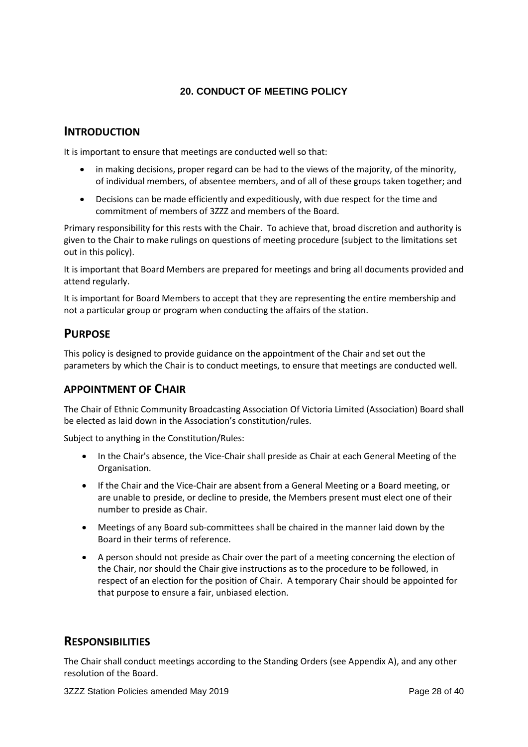## 20. CONDUCT OF MEETING POLICY

# INTRODUCTION

It is important to ensure that meetings are conducted well so that:

- in making decisions, proper regard can be had to the views of the majority, of the minority, of individual members, of absentee members, and of all of these groups taken together; and
- Decisions can be made efficiently and expeditiously, with due respect for the time and commitment of members of 3ZZZ and members of the Board.

Primary responsibility for this rests with the Chair. To achieve that, broad discretion and authority is given to the Chair to make rulings on questions of meeting procedure (subject to the limitations set out in this policy).

It is important that Board Members are prepared for meetings and bring all documents provided and attend regularly.

It is important for Board Members to accept that they are representing the entire membership and not a particular group or program when conducting the affairs of the station.

# PURPOSE

This policy is designed to provide guidance on the appointment of the Chair and set out the parameters by which the Chair is to conduct meetings, to ensure that meetings are conducted well.

## APPOINTMENT OF CHAIR

The Chair of Ethnic Community Broadcasting Association Of Victoria Limited (Association) Board shall be elected as laid down in the Association's constitution/rules.

Subject to anything in the Constitution/Rules:

- In the Chair's absence, the Vice-Chair shall preside as Chair at each General Meeting of the Organisation.
- If the Chair and the Vice-Chair are absent from a General Meeting or a Board meeting, or are unable to preside, or decline to preside, the Members present must elect one of their number to preside as Chair.
- Meetings of any Board sub-committees shall be chaired in the manner laid down by the Board in their terms of reference.
- A person should not preside as Chair over the part of a meeting concerning the election of the Chair, nor should the Chair give instructions as to the procedure to be followed, in respect of an election for the position of Chair. A temporary Chair should be appointed for that purpose to ensure a fair, unbiased election.

# RESPONSIBILITIES

The Chair shall conduct meetings according to the Standing Orders (see Appendix A), and any other resolution of the Board.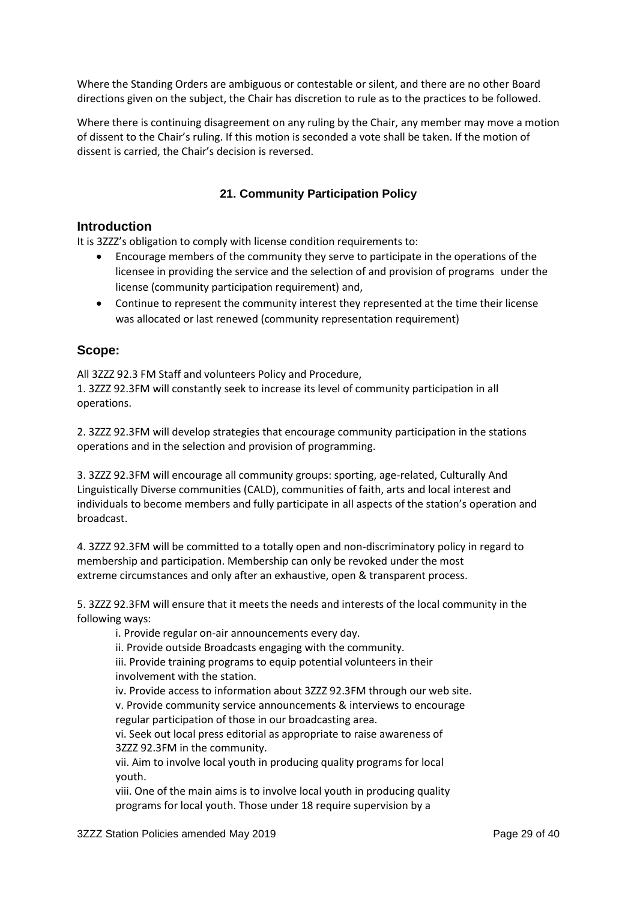Where the Standing Orders are ambiguous or contestable or silent, and there are no other Board directions given on the subject, the Chair has discretion to rule as to the practices to be followed.

Where there is continuing disagreement on any ruling by the Chair, any member may move a motion of dissent to the Chair's ruling. If this motion is seconded a vote shall be taken. If the motion of dissent is carried, the Chair's decision is reversed.

## 21. Community Participation Policy

### Introduction

It is 3ZZZ's obligation to comply with license condition requirements to:

- Encourage members of the community they serve to participate in the operations of the licensee in providing the service and the selection of and provision of programs under the license (community participation requirement) and,
- Continue to represent the community interest they represented at the time their license was allocated or last renewed (community representation requirement)

### Scope:

All 3ZZZ 92.3 FM Staff and volunteers Policy and Procedure,

1. 3ZZZ 92.3FM will constantly seek to increase its level of community participation in all operations.

2. 3ZZZ 92.3FM will develop strategies that encourage community participation in the stations operations and in the selection and provision of programming.

3. 3ZZZ 92.3FM will encourage all community groups: sporting, age-related, Culturally And Linguistically Diverse communities (CALD), communities of faith, arts and local interest and individuals to become members and fully participate in all aspects of the station's operation and broadcast.

4. 3ZZZ 92.3FM will be committed to a totally open and non-discriminatory policy in regard to membership and participation. Membership can only be revoked under the most extreme circumstances and only after an exhaustive, open & transparent process.

5. 3ZZZ 92.3FM will ensure that it meets the needs and interests of the local community in the following ways:

   i. Provide regular on-air announcements every day.

   ii. Provide outside Broadcasts engaging with the community.

   iii. Provide training programs to equip potential volunteers in their involvement with the station.

   iv. Provide access to information about 3ZZZ 92.3FM through our web site.

   v. Provide community service announcements & interviews to encourage regular participation of those in our broadcasting area.

   vi. Seek out local press editorial as appropriate to raise awareness of 3ZZZ 92.3FM in the community.

   vii. Aim to involve local youth in producing quality programs for local youth.

   viii. One of the main aims is to involve local youth in producing quality programs for local youth. Those under 18 require supervision by a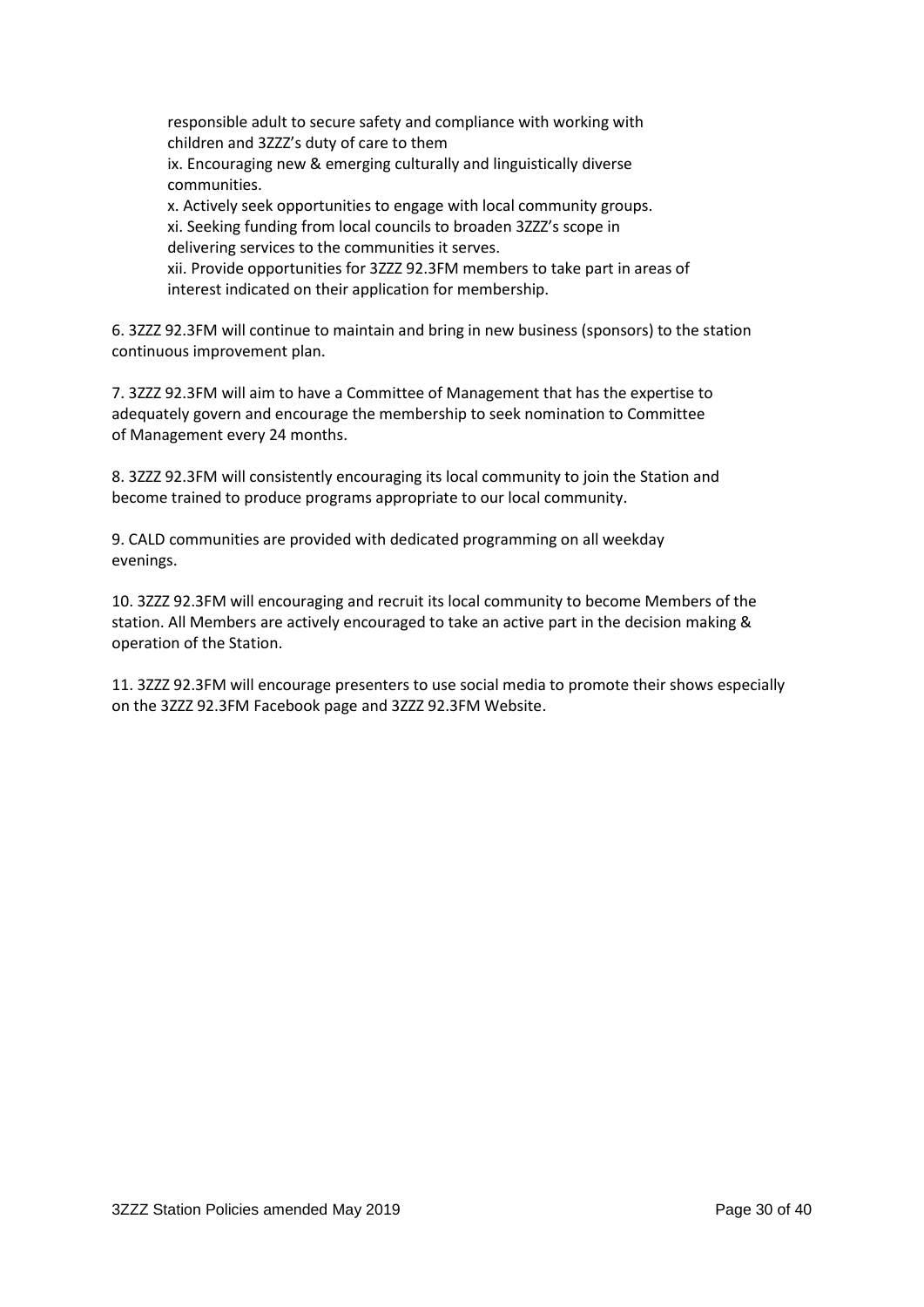responsible adult to secure safety and compliance with working with children and 3ZZZ's duty of care to them

ix. Encouraging new & emerging culturally and linguistically diverse communities.

x. Actively seek opportunities to engage with local community groups.

xi. Seeking funding from local councils to broaden 3ZZZ's scope in delivering services to the communities it serves.

xii. Provide opportunities for 3ZZZ 92.3FM members to take part in areas of interest indicated on their application for membership.

6. 3ZZZ 92.3FM will continue to maintain and bring in new business (sponsors) to the station continuous improvement plan.

7. 3ZZZ 92.3FM will aim to have a Committee of Management that has the expertise to adequately govern and encourage the membership to seek nomination to Committee of Management every 24 months.

8. 3ZZZ 92.3FM will consistently encouraging its local community to join the Station and become trained to produce programs appropriate to our local community.

9. CALD communities are provided with dedicated programming on all weekday evenings.

10. 3ZZZ 92.3FM will encouraging and recruit its local community to become Members of the station. All Members are actively encouraged to take an active part in the decision making & operation of the Station.

11. 3ZZZ 92.3FM will encourage presenters to use social media to promote their shows especially on the 3ZZZ 92.3FM Facebook page and 3ZZZ 92.3FM Website.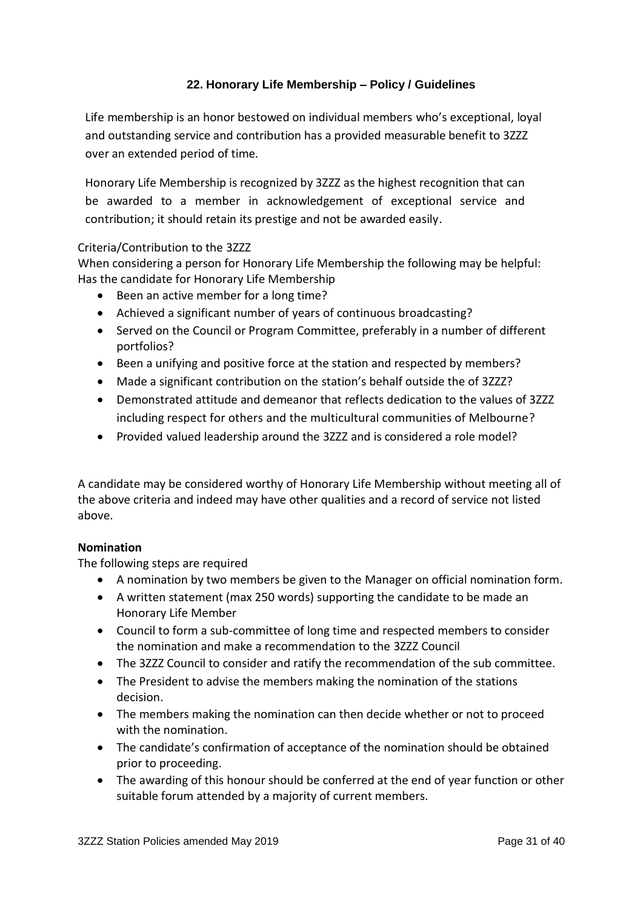## 22. Honorary Life Membership – Policy / Guidelines

Life membership is an honor bestowed on individual members who's exceptional, loyal and outstanding service and contribution has a provided measurable benefit to 3ZZZ over an extended period of time.

Honorary Life Membership is recognized by 3ZZZ as the highest recognition that can be awarded to a member in acknowledgement of exceptional service and contribution; it should retain its prestige and not be awarded easily.

Criteria/Contribution to the 3ZZZ

When considering a person for Honorary Life Membership the following may be helpful:
Has the candidate for Honorary Life Membership

- Been an active member for a long time?
- Achieved a significant number of years of continuous broadcasting?
- Served on the Council or Program Committee, preferably in a number of different portfolios?
- Been a unifying and positive force at the station and respected by members?
- Made a significant contribution on the station's behalf outside the of 3ZZZ?
- Demonstrated attitude and demeanor that reflects dedication to the values of 3ZZZ including respect for others and the multicultural communities of Melbourne?
- Provided valued leadership around the 3ZZZ and is considered a role model?

A candidate may be considered worthy of Honorary Life Membership without meeting all of the above criteria and indeed may have other qualities and a record of service not listed above.

**Nomination**

The following steps are required

- A nomination by two members be given to the Manager on official nomination form.
- A written statement (max 250 words) supporting the candidate to be made an Honorary Life Member
- Council to form a sub-committee of long time and respected members to consider the nomination and make a recommendation to the 3ZZZ Council
- The 3ZZZ Council to consider and ratify the recommendation of the sub committee.
- The President to advise the members making the nomination of the stations decision.
- The members making the nomination can then decide whether or not to proceed with the nomination.
- The candidate's confirmation of acceptance of the nomination should be obtained prior to proceeding.
- The awarding of this honour should be conferred at the end of year function or other suitable forum attended by a majority of current members.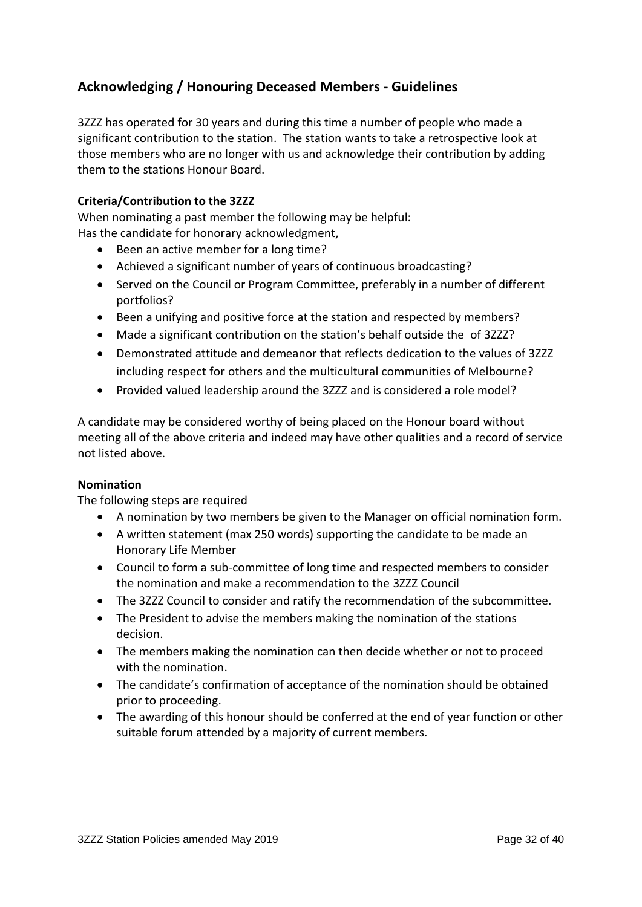## Acknowledging / Honouring Deceased Members - Guidelines

3ZZZ has operated for 30 years and during this time a number of people who made a significant contribution to the station. The station wants to take a retrospective look at those members who are no longer with us and acknowledge their contribution by adding them to the stations Honour Board.

**Criteria/Contribution to the 3ZZZ**

When nominating a past member the following may be helpful:
Has the candidate for honorary acknowledgment,

- Been an active member for a long time?
- Achieved a significant number of years of continuous broadcasting?
- Served on the Council or Program Committee, preferably in a number of different portfolios?
- Been a unifying and positive force at the station and respected by members?
- Made a significant contribution on the station's behalf outside the of 3ZZZ?
- Demonstrated attitude and demeanor that reflects dedication to the values of 3ZZZ including respect for others and the multicultural communities of Melbourne?
- Provided valued leadership around the 3ZZZ and is considered a role model?

A candidate may be considered worthy of being placed on the Honour board without meeting all of the above criteria and indeed may have other qualities and a record of service not listed above.

**Nomination**

The following steps are required

- A nomination by two members be given to the Manager on official nomination form.
- A written statement (max 250 words) supporting the candidate to be made an Honorary Life Member
- Council to form a sub-committee of long time and respected members to consider the nomination and make a recommendation to the 3ZZZ Council
- The 3ZZZ Council to consider and ratify the recommendation of the subcommittee.
- The President to advise the members making the nomination of the stations decision.
- The members making the nomination can then decide whether or not to proceed with the nomination.
- The candidate's confirmation of acceptance of the nomination should be obtained prior to proceeding.
- The awarding of this honour should be conferred at the end of year function or other suitable forum attended by a majority of current members.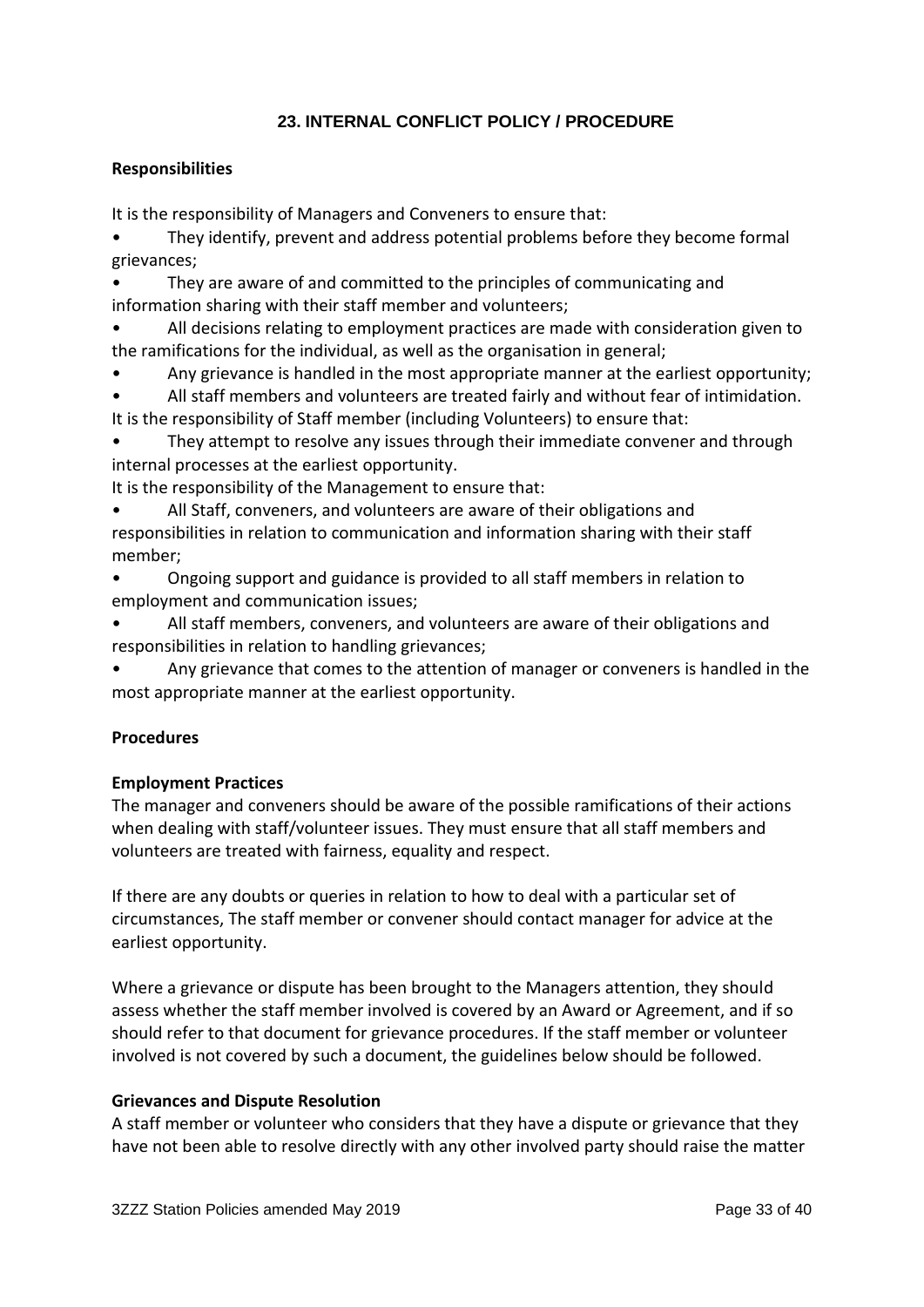## 23. INTERNAL CONFLICT POLICY / PROCEDURE

**Responsibilities**

It is the responsibility of Managers and Conveners to ensure that:

- They identify, prevent and address potential problems before they become formal grievances;
- They are aware of and committed to the principles of communicating and information sharing with their staff member and volunteers;
- All decisions relating to employment practices are made with consideration given to the ramifications for the individual, as well as the organisation in general;
- Any grievance is handled in the most appropriate manner at the earliest opportunity;
- All staff members and volunteers are treated fairly and without fear of intimidation.

It is the responsibility of Staff member (including Volunteers) to ensure that:

- They attempt to resolve any issues through their immediate convener and through internal processes at the earliest opportunity.

It is the responsibility of the Management to ensure that:

- All Staff, conveners, and volunteers are aware of their obligations and responsibilities in relation to communication and information sharing with their staff member;
- Ongoing support and guidance is provided to all staff members in relation to employment and communication issues;
- All staff members, conveners, and volunteers are aware of their obligations and responsibilities in relation to handling grievances;
- Any grievance that comes to the attention of manager or conveners is handled in the most appropriate manner at the earliest opportunity.

**Procedures**

**Employment Practices**

The manager and conveners should be aware of the possible ramifications of their actions when dealing with staff/volunteer issues. They must ensure that all staff members and volunteers are treated with fairness, equality and respect.

If there are any doubts or queries in relation to how to deal with a particular set of circumstances, The staff member or convener should contact manager for advice at the earliest opportunity.

Where a grievance or dispute has been brought to the Managers attention, they should assess whether the staff member involved is covered by an Award or Agreement, and if so should refer to that document for grievance procedures. If the staff member or volunteer involved is not covered by such a document, the guidelines below should be followed.

**Grievances and Dispute Resolution**

A staff member or volunteer who considers that they have a dispute or grievance that they have not been able to resolve directly with any other involved party should raise the matter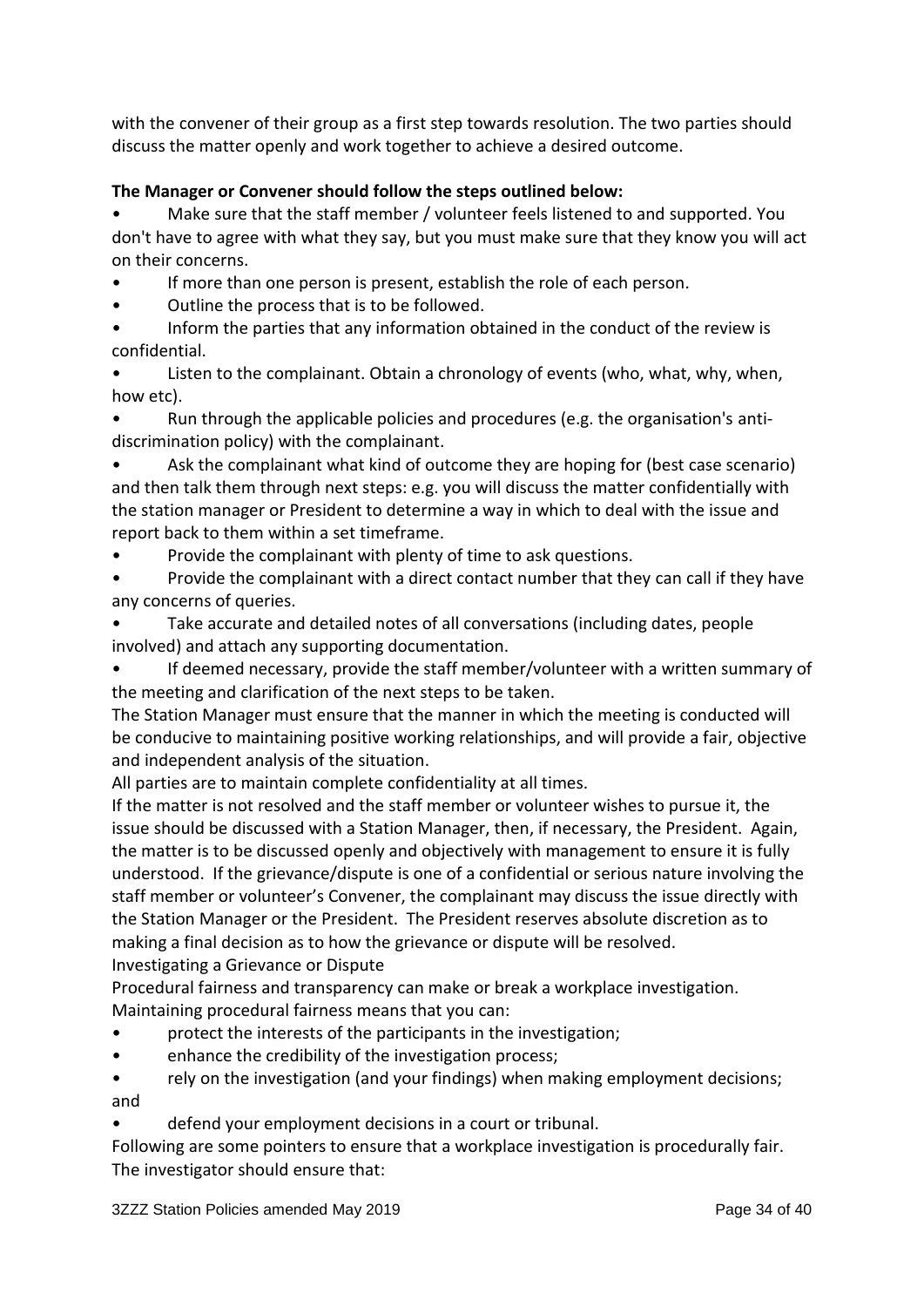with the convener of their group as a first step towards resolution. The two parties should discuss the matter openly and work together to achieve a desired outcome.

**The Manager or Convener should follow the steps outlined below:**

- Make sure that the staff member / volunteer feels listened to and supported. You don't have to agree with what they say, but you must make sure that they know you will act on their concerns.
- If more than one person is present, establish the role of each person.
- Outline the process that is to be followed.
- Inform the parties that any information obtained in the conduct of the review is confidential.
- Listen to the complainant. Obtain a chronology of events (who, what, why, when, how etc).
- Run through the applicable policies and procedures (e.g. the organisation's anti-discrimination policy) with the complainant.
- Ask the complainant what kind of outcome they are hoping for (best case scenario) and then talk them through next steps: e.g. you will discuss the matter confidentially with the station manager or President to determine a way in which to deal with the issue and report back to them within a set timeframe.
- Provide the complainant with plenty of time to ask questions.
- Provide the complainant with a direct contact number that they can call if they have any concerns of queries.
- Take accurate and detailed notes of all conversations (including dates, people involved) and attach any supporting documentation.
- If deemed necessary, provide the staff member/volunteer with a written summary of the meeting and clarification of the next steps to be taken.

The Station Manager must ensure that the manner in which the meeting is conducted will be conducive to maintaining positive working relationships, and will provide a fair, objective and independent analysis of the situation.

All parties are to maintain complete confidentiality at all times.

If the matter is not resolved and the staff member or volunteer wishes to pursue it, the issue should be discussed with a Station Manager, then, if necessary, the President. Again, the matter is to be discussed openly and objectively with management to ensure it is fully understood. If the grievance/dispute is one of a confidential or serious nature involving the staff member or volunteer's Convener, the complainant may discuss the issue directly with the Station Manager or the President. The President reserves absolute discretion as to making a final decision as to how the grievance or dispute will be resolved.

Investigating a Grievance or Dispute

Procedural fairness and transparency can make or break a workplace investigation. Maintaining procedural fairness means that you can:

- protect the interests of the participants in the investigation;
- enhance the credibility of the investigation process;
- rely on the investigation (and your findings) when making employment decisions; and
- defend your employment decisions in a court or tribunal.

Following are some pointers to ensure that a workplace investigation is procedurally fair. The investigator should ensure that: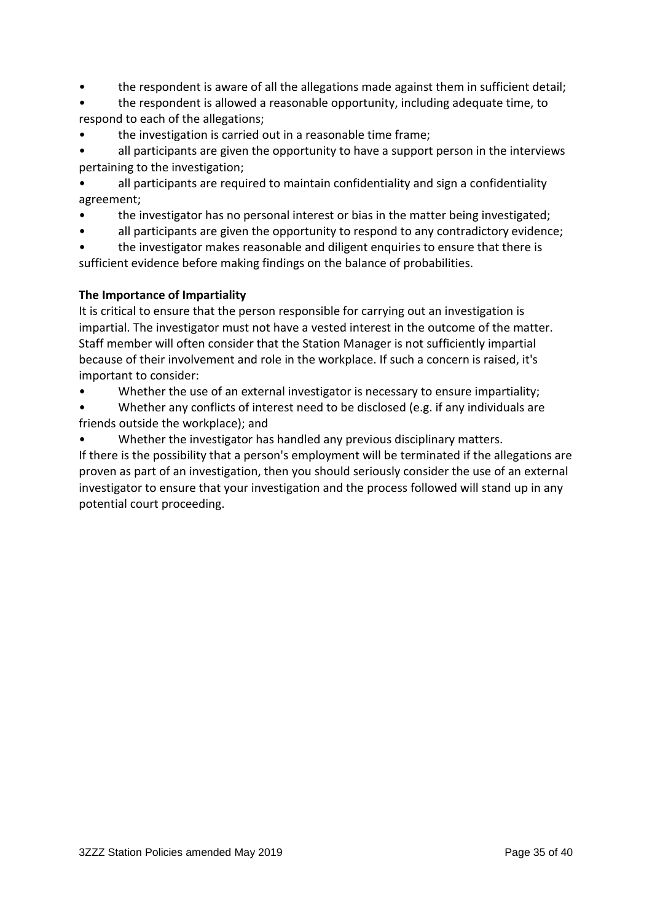- the respondent is aware of all the allegations made against them in sufficient detail;
- the respondent is allowed a reasonable opportunity, including adequate time, to respond to each of the allegations;
- the investigation is carried out in a reasonable time frame;
- all participants are given the opportunity to have a support person in the interviews pertaining to the investigation;
- all participants are required to maintain confidentiality and sign a confidentiality agreement;
- the investigator has no personal interest or bias in the matter being investigated;
- all participants are given the opportunity to respond to any contradictory evidence;
- the investigator makes reasonable and diligent enquiries to ensure that there is sufficient evidence before making findings on the balance of probabilities.

**The Importance of Impartiality**

It is critical to ensure that the person responsible for carrying out an investigation is impartial. The investigator must not have a vested interest in the outcome of the matter. Staff member will often consider that the Station Manager is not sufficiently impartial because of their involvement and role in the workplace. If such a concern is raised, it's important to consider:

- Whether the use of an external investigator is necessary to ensure impartiality;
- Whether any conflicts of interest need to be disclosed (e.g. if any individuals are friends outside the workplace); and
- Whether the investigator has handled any previous disciplinary matters.

If there is the possibility that a person's employment will be terminated if the allegations are proven as part of an investigation, then you should seriously consider the use of an external investigator to ensure that your investigation and the process followed will stand up in any potential court proceeding.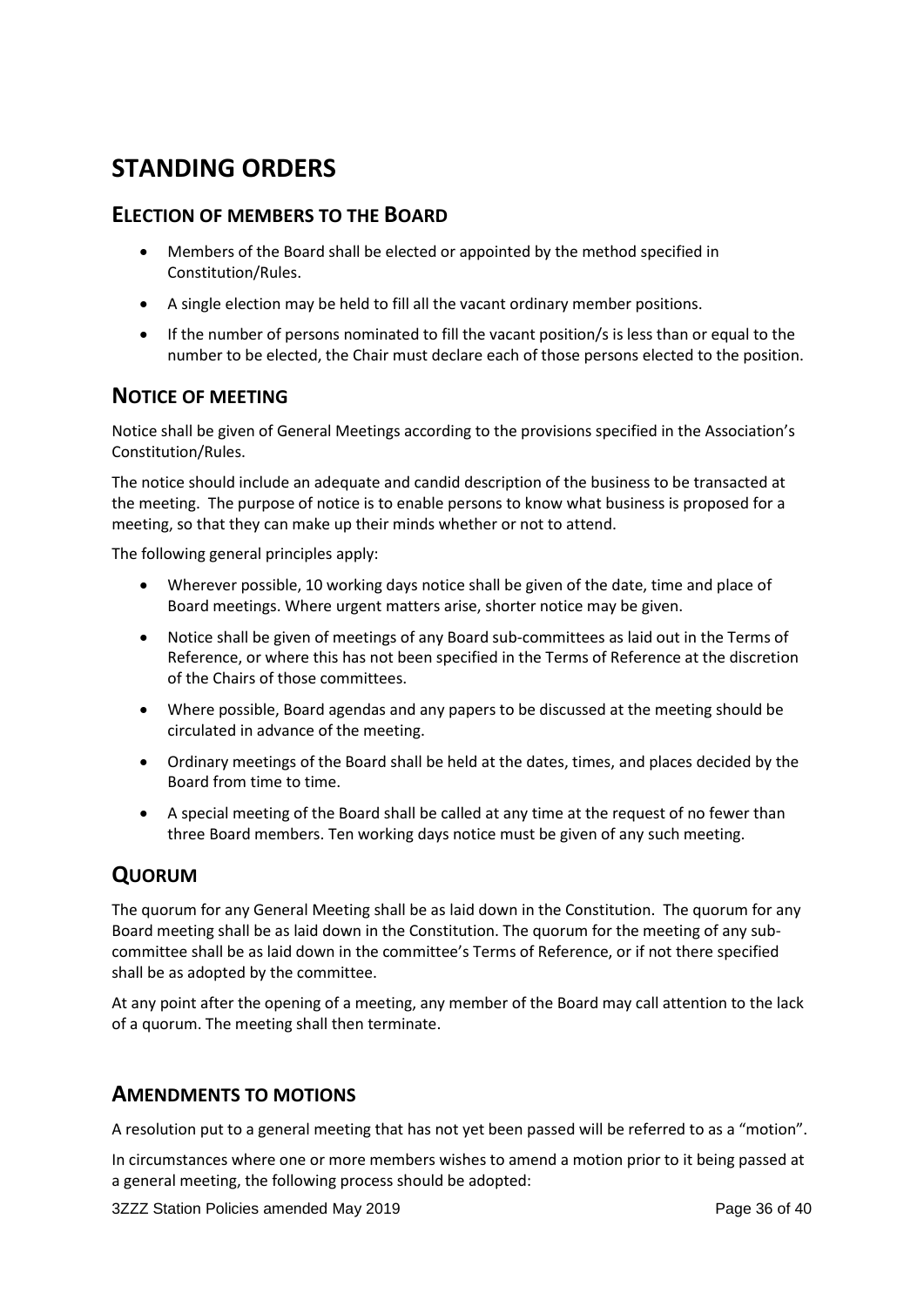# STANDING ORDERS

## ELECTION OF MEMBERS TO THE BOARD

- Members of the Board shall be elected or appointed by the method specified in Constitution/Rules.
- A single election may be held to fill all the vacant ordinary member positions.
- If the number of persons nominated to fill the vacant position/s is less than or equal to the number to be elected, the Chair must declare each of those persons elected to the position.

## NOTICE OF MEETING

Notice shall be given of General Meetings according to the provisions specified in the Association's Constitution/Rules.

The notice should include an adequate and candid description of the business to be transacted at the meeting. The purpose of notice is to enable persons to know what business is proposed for a meeting, so that they can make up their minds whether or not to attend.

The following general principles apply:

- Wherever possible, 10 working days notice shall be given of the date, time and place of Board meetings. Where urgent matters arise, shorter notice may be given.
- Notice shall be given of meetings of any Board sub-committees as laid out in the Terms of Reference, or where this has not been specified in the Terms of Reference at the discretion of the Chairs of those committees.
- Where possible, Board agendas and any papers to be discussed at the meeting should be circulated in advance of the meeting.
- Ordinary meetings of the Board shall be held at the dates, times, and places decided by the Board from time to time.
- A special meeting of the Board shall be called at any time at the request of no fewer than three Board members. Ten working days notice must be given of any such meeting.

## QUORUM

The quorum for any General Meeting shall be as laid down in the Constitution. The quorum for any Board meeting shall be as laid down in the Constitution. The quorum for the meeting of any sub-committee shall be as laid down in the committee's Terms of Reference, or if not there specified shall be as adopted by the committee.

At any point after the opening of a meeting, any member of the Board may call attention to the lack of a quorum. The meeting shall then terminate.

## AMENDMENTS TO MOTIONS

A resolution put to a general meeting that has not yet been passed will be referred to as a "motion".

In circumstances where one or more members wishes to amend a motion prior to it being passed at a general meeting, the following process should be adopted: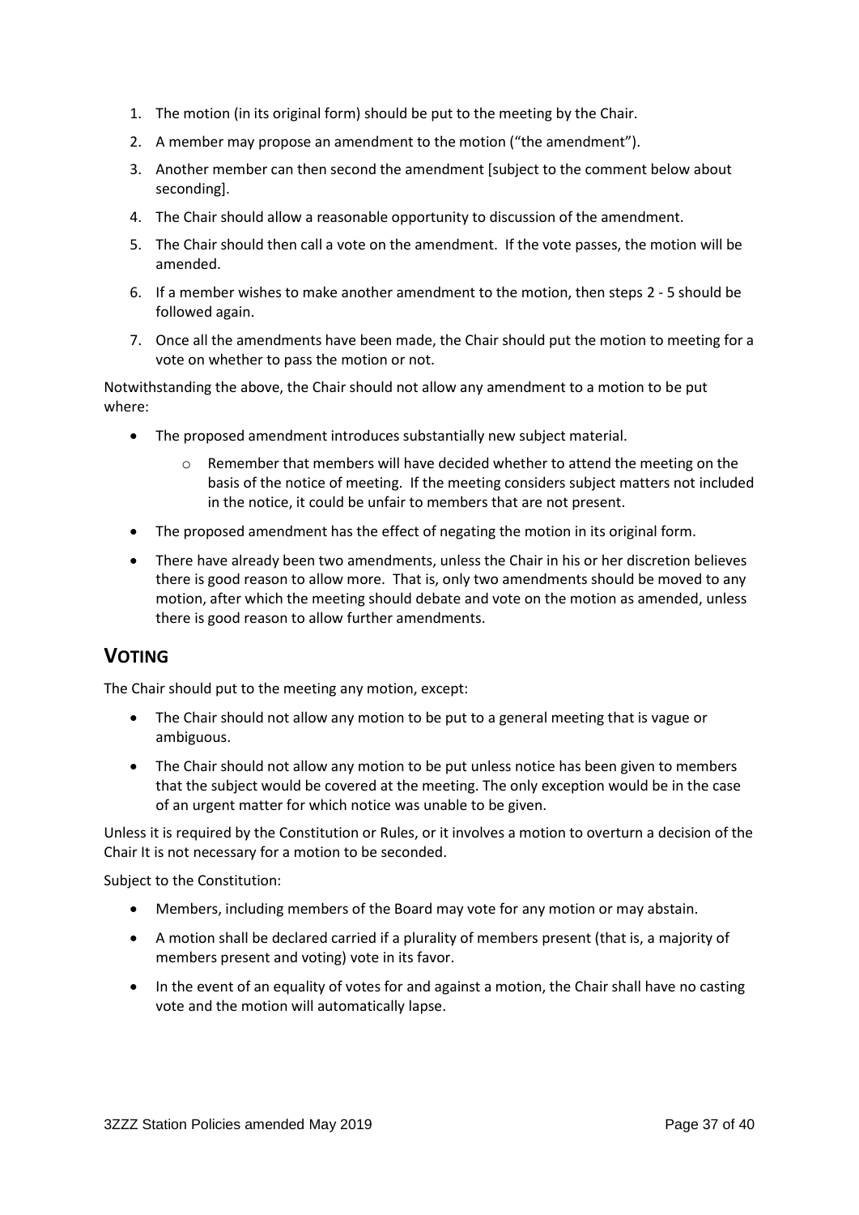1. The motion (in its original form) should be put to the meeting by the Chair.
2. A member may propose an amendment to the motion ("the amendment").
3. Another member can then second the amendment [subject to the comment below about seconding].
4. The Chair should allow a reasonable opportunity to discussion of the amendment.
5. The Chair should then call a vote on the amendment. If the vote passes, the motion will be amended.
6. If a member wishes to make another amendment to the motion, then steps 2 - 5 should be followed again.
7. Once all the amendments have been made, the Chair should put the motion to meeting for a vote on whether to pass the motion or not.

Notwithstanding the above, the Chair should not allow any amendment to a motion to be put where:

- The proposed amendment introduces substantially new subject material.
    - Remember that members will have decided whether to attend the meeting on the basis of the notice of meeting. If the meeting considers subject matters not included in the notice, it could be unfair to members that are not present.
- The proposed amendment has the effect of negating the motion in its original form.
- There have already been two amendments, unless the Chair in his or her discretion believes there is good reason to allow more. That is, only two amendments should be moved to any motion, after which the meeting should debate and vote on the motion as amended, unless there is good reason to allow further amendments.

## VOTING

The Chair should put to the meeting any motion, except:

- The Chair should not allow any motion to be put to a general meeting that is vague or ambiguous.
- The Chair should not allow any motion to be put unless notice has been given to members that the subject would be covered at the meeting. The only exception would be in the case of an urgent matter for which notice was unable to be given.

Unless it is required by the Constitution or Rules, or it involves a motion to overturn a decision of the Chair It is not necessary for a motion to be seconded.

Subject to the Constitution:

- Members, including members of the Board may vote for any motion or may abstain.
- A motion shall be declared carried if a plurality of members present (that is, a majority of members present and voting) vote in its favor.
- In the event of an equality of votes for and against a motion, the Chair shall have no casting vote and the motion will automatically lapse.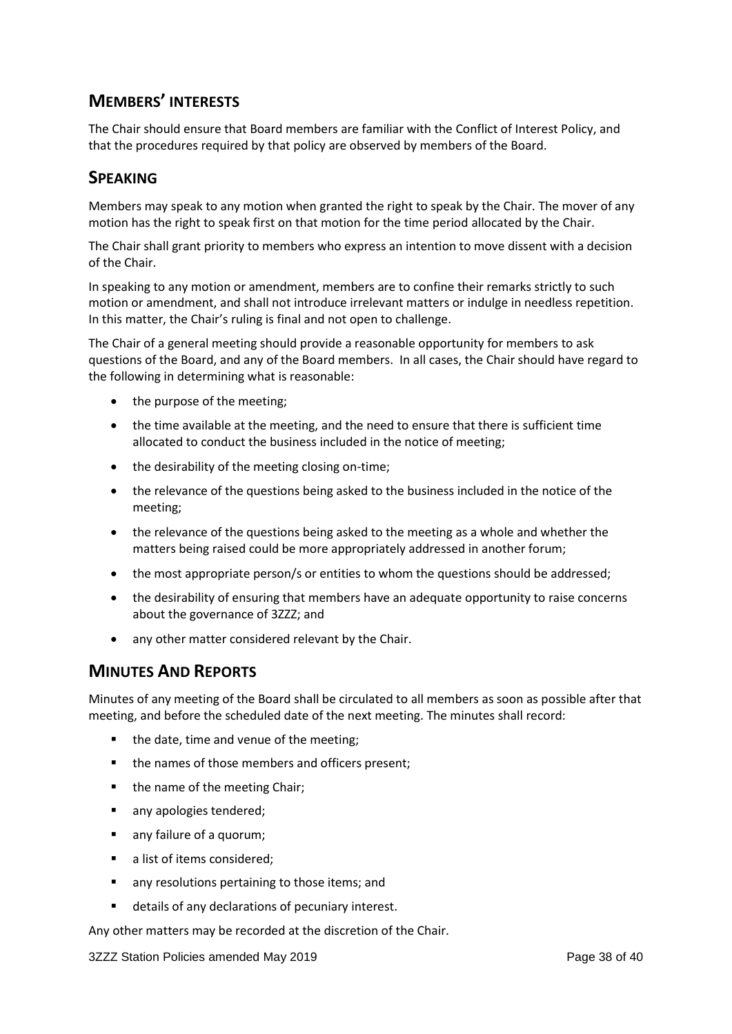## MEMBERS' INTERESTS

The Chair should ensure that Board members are familiar with the Conflict of Interest Policy, and that the procedures required by that policy are observed by members of the Board.

## SPEAKING

Members may speak to any motion when granted the right to speak by the Chair. The mover of any motion has the right to speak first on that motion for the time period allocated by the Chair.

The Chair shall grant priority to members who express an intention to move dissent with a decision of the Chair.

In speaking to any motion or amendment, members are to confine their remarks strictly to such motion or amendment, and shall not introduce irrelevant matters or indulge in needless repetition. In this matter, the Chair's ruling is final and not open to challenge.

The Chair of a general meeting should provide a reasonable opportunity for members to ask questions of the Board, and any of the Board members. In all cases, the Chair should have regard to the following in determining what is reasonable:

- the purpose of the meeting;
- the time available at the meeting, and the need to ensure that there is sufficient time allocated to conduct the business included in the notice of meeting;
- the desirability of the meeting closing on-time;
- the relevance of the questions being asked to the business included in the notice of the meeting;
- the relevance of the questions being asked to the meeting as a whole and whether the matters being raised could be more appropriately addressed in another forum;
- the most appropriate person/s or entities to whom the questions should be addressed;
- the desirability of ensuring that members have an adequate opportunity to raise concerns about the governance of 3ZZZ; and
- any other matter considered relevant by the Chair.

## MINUTES AND REPORTS

Minutes of any meeting of the Board shall be circulated to all members as soon as possible after that meeting, and before the scheduled date of the next meeting. The minutes shall record:

- the date, time and venue of the meeting;
- the names of those members and officers present;
- the name of the meeting Chair;
- any apologies tendered;
- any failure of a quorum;
- a list of items considered;
- any resolutions pertaining to those items; and
- details of any declarations of pecuniary interest.

Any other matters may be recorded at the discretion of the Chair.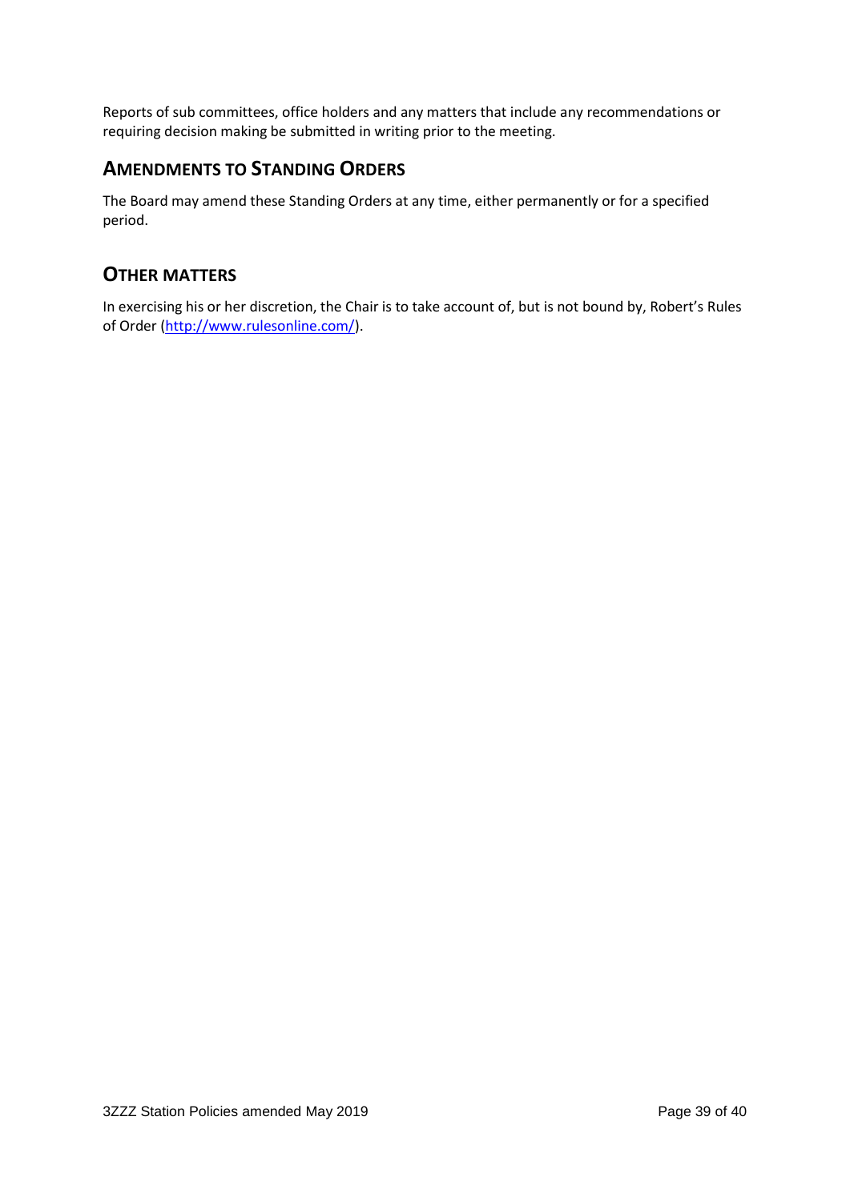Reports of sub committees, office holders and any matters that include any recommendations or requiring decision making be submitted in writing prior to the meeting.

## AMENDMENTS TO STANDING ORDERS

The Board may amend these Standing Orders at any time, either permanently or for a specified period.

## OTHER MATTERS

In exercising his or her discretion, the Chair is to take account of, but is not bound by, Robert's Rules of Order (http://www.rulesonline.com/).